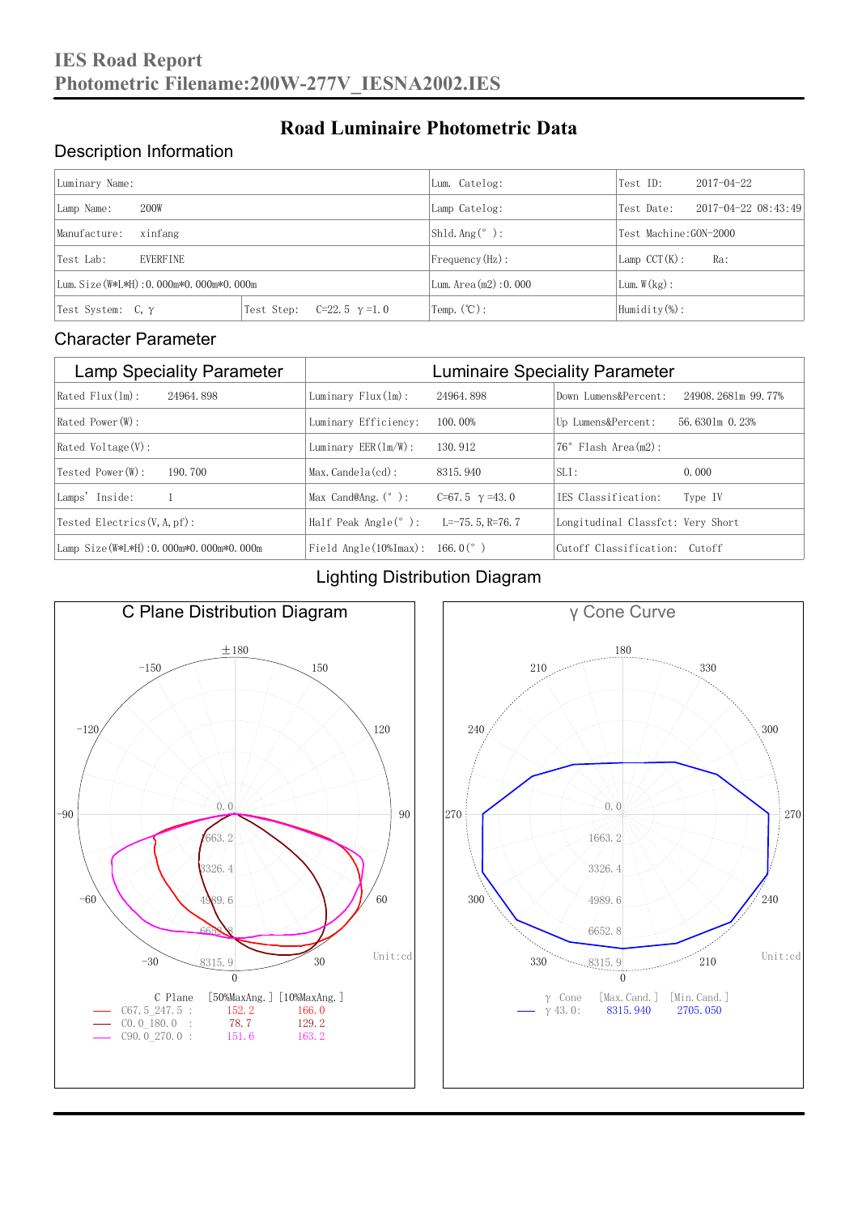# IES Road Report
## Photometric Filename:200W-277V_IESNA2002.IES

# Road Luminaire Photometric Data

## Description Information

| Luminary Name: | | Lum. Catelog: | Test ID: 2017-04-22 |
|---|---|---|---|
| Lamp Name: 200W | | Lamp Catelog: | Test Date: 2017-04-22 08:43:49 |
| Manufacture: xinfang | | Shld.Ang(°): | Test Machine:GON-2000 |
| Test Lab: EVERFINE | | Frequency(Hz): | Lamp CCT(K): Ra: |
| Lum.Size(W*L*H):0.000m*0.000m*0.000m | | Lum.Area(m2):0.000 | Lum.W(kg): |
| Test System: C, γ | Test Step: C=22.5 γ=1.0 | Temp.(℃): | Humidity(%): |

## Character Parameter

| Lamp Speciality Parameter | Luminaire Speciality Parameter | |
|---|---|---|
| Rated Flux(lm): 24964.898 | Luminary Flux(lm): 24964.898 | Down Lumens&Percent: 24908.2681m 99.77% |
| Rated Power(W): | Luminary Efficiency: 100.00% | Up Lumens&Percent: 56.6301m 0.23% |
| Rated Voltage(V): | Luminary EER(lm/W): 130.912 | 76° Flash Area(m2): |
| Tested Power(W): 190.700 | Max.Candela(cd): 8315.940 | SLI: 0.000 |
| Lamps' Inside: 1 | Max Cand@Ang.(°): C=67.5 γ=43.0 | IES Classification: Type IV |
| Tested Electrics(V,A,pf): | Half Peak Angle(°): L=-75.5, R=76.7 | Longitudinal Classfct: Very Short |
| Lamp Size(W*L*H):0.000m*0.000m*0.000m | Field Angle(10%Imax): 166.0(°) | Cutoff Classification: Cutoff |

## Lighting Distribution Diagram

### C Plane Distribution Diagram

Unit:cd

| C Plane | [50%MaxAng.] | [10%MaxAng.] |
|---|---|---|
| C67.5_247.5 : | 152.2 | 166.0 |
| C0.0_180.0 : | 78.7 | 129.2 |
| C90.0_270.0 : | 151.6 | 163.2 |

### γ Cone Curve

Unit:cd

| γ Cone | [Max.Cand.] | [Min.Cand.] |
|---|---|---|
| γ 43.0: | 8315.940 | 2705.050 |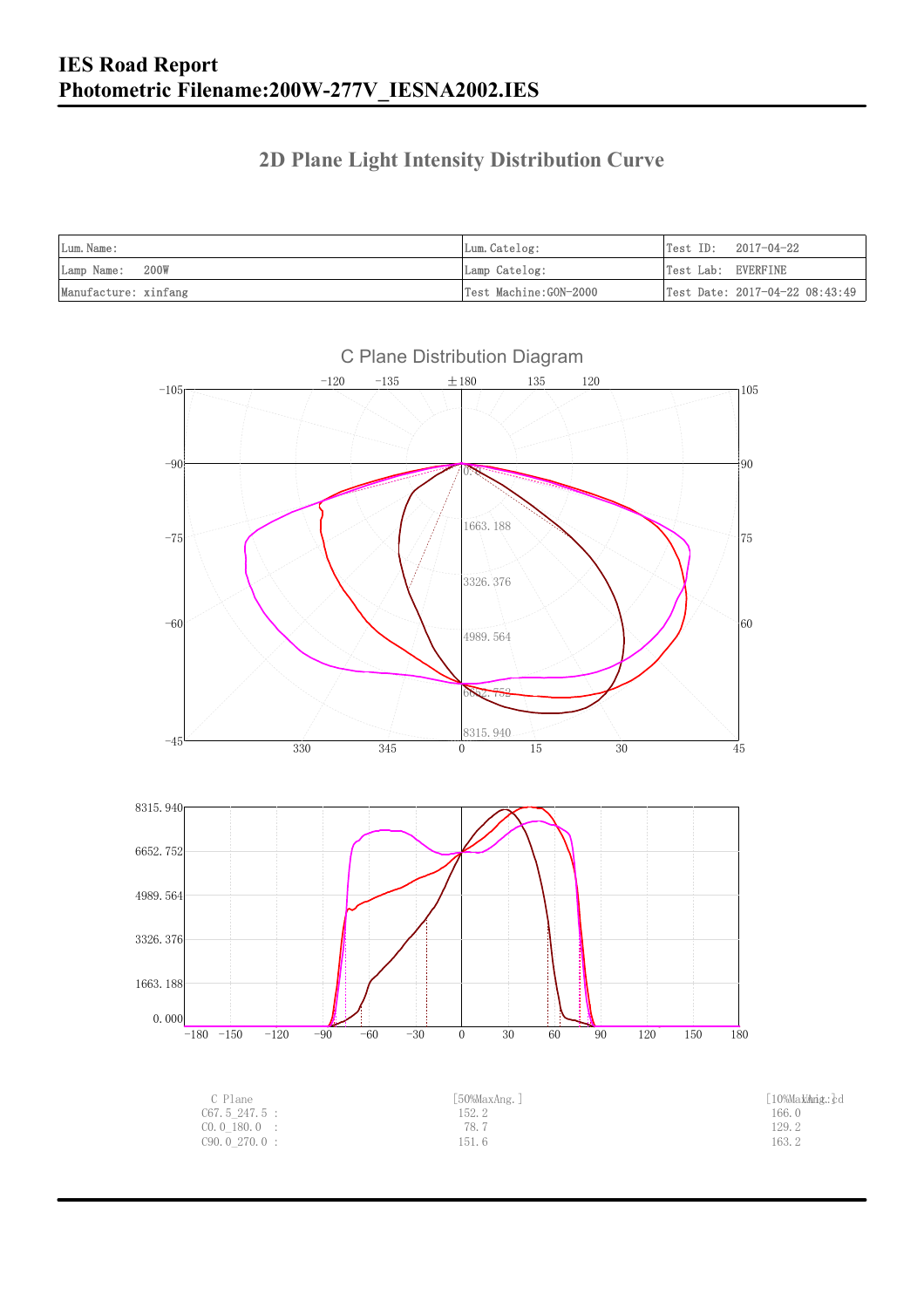# IES Road Report

# Photometric Filename:200W-277V_IESNA2002.IES

## 2D Plane Light Intensity Distribution Curve

| Lum.Name: | Lum.Catelog: | Test ID: 2017-04-22 |
|---|---|---|
| Lamp Name: 200W | Lamp Catelog: | Test Lab: EVERFINE |
| Manufacture: xinfang | Test Machine:GON-2000 | Test Date: 2017-04-22 08:43:49 |

C Plane Distribution Diagram

| C Plane | [50%MaxAng.] | [10%MaxAng.] Unit:cd |
|---|---|---|
| C67.5_247.5 : | 152.2 | 166.0 |
| C0.0_180.0 : | 78.7 | 129.2 |
| C90.0_270.0 : | 151.6 | 163.2 |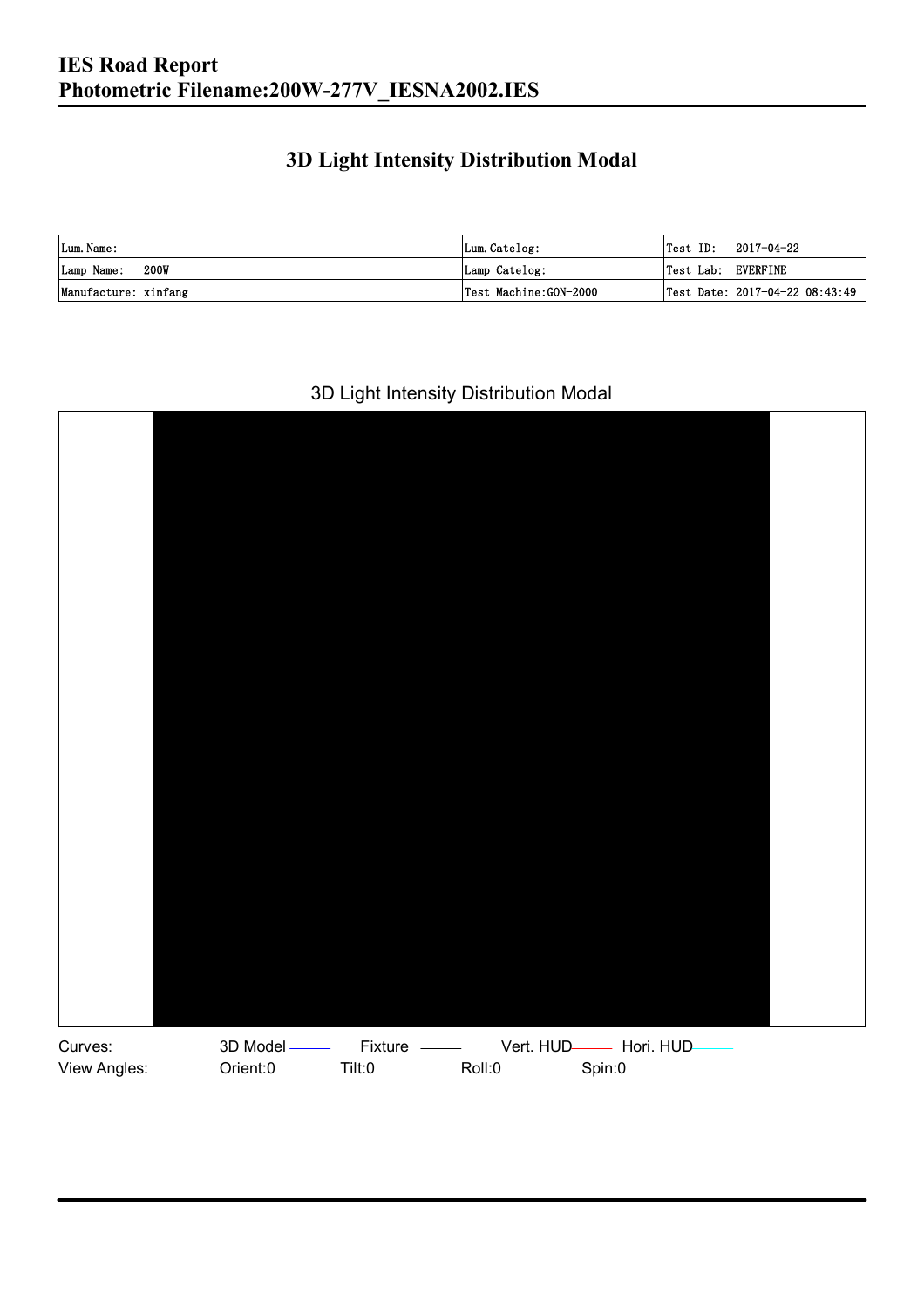# IES Road Report
# Photometric Filename:200W-277V_IESNA2002.IES

## 3D Light Intensity Distribution Modal

| Lum. Name: | Lum. Catelog: | Test ID: 2017-04-22 |
|---|---|---|
| Lamp Name: 200W | Lamp Catelog: | Test Lab: EVERFINE |
| Manufacture: xinfang | Test Machine:GON-2000 | Test Date: 2017-04-22 08:43:49 |

3D Light Intensity Distribution Modal

Curves: 3D Model Fixture Vert. HUD Hori. HUD

View Angles: Orient:0 Tilt:0 Roll:0 Spin:0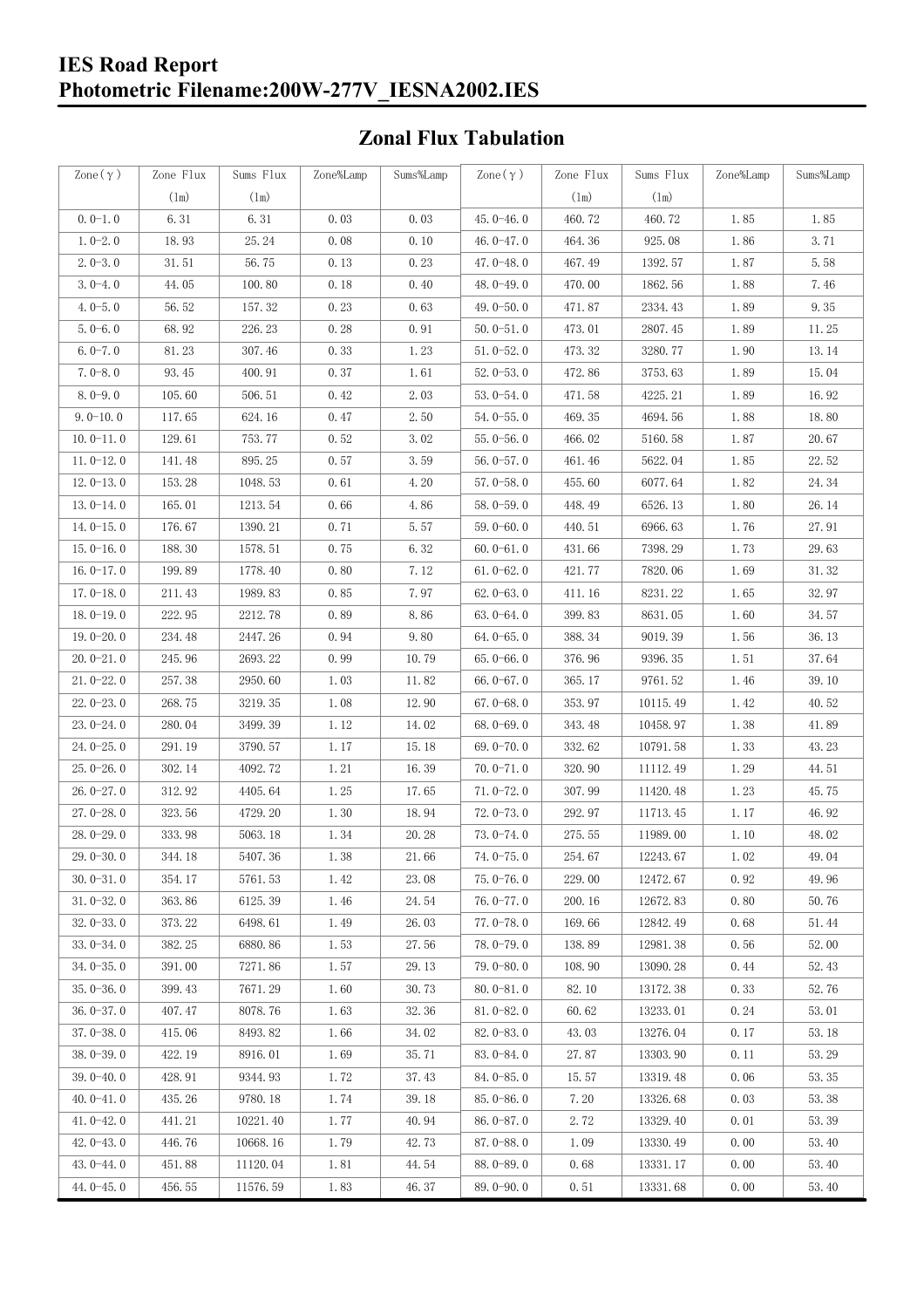# IES Road Report

## Photometric Filename:200W-277V_IESNA2002.IES

### Zonal Flux Tabulation

| Zone(γ) | Zone Flux (lm) | Sums Flux (lm) | Zone%Lamp | Sums%Lamp | Zone(γ) | Zone Flux (lm) | Sums Flux (lm) | Zone%Lamp | Sums%Lamp |
|---|---|---|---|---|---|---|---|---|---|
| 0.0-1.0 | 6.31 | 6.31 | 0.03 | 0.03 | 45.0-46.0 | 460.72 | 460.72 | 1.85 | 1.85 |
| 1.0-2.0 | 18.93 | 25.24 | 0.08 | 0.10 | 46.0-47.0 | 464.36 | 925.08 | 1.86 | 3.71 |
| 2.0-3.0 | 31.51 | 56.75 | 0.13 | 0.23 | 47.0-48.0 | 467.49 | 1392.57 | 1.87 | 5.58 |
| 3.0-4.0 | 44.05 | 100.80 | 0.18 | 0.40 | 48.0-49.0 | 470.00 | 1862.56 | 1.88 | 7.46 |
| 4.0-5.0 | 56.52 | 157.32 | 0.23 | 0.63 | 49.0-50.0 | 471.87 | 2334.43 | 1.89 | 9.35 |
| 5.0-6.0 | 68.92 | 226.23 | 0.28 | 0.91 | 50.0-51.0 | 473.01 | 2807.45 | 1.89 | 11.25 |
| 6.0-7.0 | 81.23 | 307.46 | 0.33 | 1.23 | 51.0-52.0 | 473.32 | 3280.77 | 1.90 | 13.14 |
| 7.0-8.0 | 93.45 | 400.91 | 0.37 | 1.61 | 52.0-53.0 | 472.86 | 3753.63 | 1.89 | 15.04 |
| 8.0-9.0 | 105.60 | 506.51 | 0.42 | 2.03 | 53.0-54.0 | 471.58 | 4225.21 | 1.89 | 16.92 |
| 9.0-10.0 | 117.65 | 624.16 | 0.47 | 2.50 | 54.0-55.0 | 469.35 | 4694.56 | 1.88 | 18.80 |
| 10.0-11.0 | 129.61 | 753.77 | 0.52 | 3.02 | 55.0-56.0 | 466.02 | 5160.58 | 1.87 | 20.67 |
| 11.0-12.0 | 141.48 | 895.25 | 0.57 | 3.59 | 56.0-57.0 | 461.46 | 5622.04 | 1.85 | 22.52 |
| 12.0-13.0 | 153.28 | 1048.53 | 0.61 | 4.20 | 57.0-58.0 | 455.60 | 6077.64 | 1.82 | 24.34 |
| 13.0-14.0 | 165.01 | 1213.54 | 0.66 | 4.86 | 58.0-59.0 | 448.49 | 6526.13 | 1.80 | 26.14 |
| 14.0-15.0 | 176.67 | 1390.21 | 0.71 | 5.57 | 59.0-60.0 | 440.51 | 6966.63 | 1.76 | 27.91 |
| 15.0-16.0 | 188.30 | 1578.51 | 0.75 | 6.32 | 60.0-61.0 | 431.66 | 7398.29 | 1.73 | 29.63 |
| 16.0-17.0 | 199.89 | 1778.40 | 0.80 | 7.12 | 61.0-62.0 | 421.77 | 7820.06 | 1.69 | 31.32 |
| 17.0-18.0 | 211.43 | 1989.83 | 0.85 | 7.97 | 62.0-63.0 | 411.16 | 8231.22 | 1.65 | 32.97 |
| 18.0-19.0 | 222.95 | 2212.78 | 0.89 | 8.86 | 63.0-64.0 | 399.83 | 8631.05 | 1.60 | 34.57 |
| 19.0-20.0 | 234.48 | 2447.26 | 0.94 | 9.80 | 64.0-65.0 | 388.34 | 9019.39 | 1.56 | 36.13 |
| 20.0-21.0 | 245.96 | 2693.22 | 0.99 | 10.79 | 65.0-66.0 | 376.96 | 9396.35 | 1.51 | 37.64 |
| 21.0-22.0 | 257.38 | 2950.60 | 1.03 | 11.82 | 66.0-67.0 | 365.17 | 9761.52 | 1.46 | 39.10 |
| 22.0-23.0 | 268.75 | 3219.35 | 1.08 | 12.90 | 67.0-68.0 | 353.97 | 10115.49 | 1.42 | 40.52 |
| 23.0-24.0 | 280.04 | 3499.39 | 1.12 | 14.02 | 68.0-69.0 | 343.48 | 10458.97 | 1.38 | 41.89 |
| 24.0-25.0 | 291.19 | 3790.57 | 1.17 | 15.18 | 69.0-70.0 | 332.62 | 10791.58 | 1.33 | 43.23 |
| 25.0-26.0 | 302.14 | 4092.72 | 1.21 | 16.39 | 70.0-71.0 | 320.90 | 11112.49 | 1.29 | 44.51 |
| 26.0-27.0 | 312.92 | 4405.64 | 1.25 | 17.65 | 71.0-72.0 | 307.99 | 11420.48 | 1.23 | 45.75 |
| 27.0-28.0 | 323.56 | 4729.20 | 1.30 | 18.94 | 72.0-73.0 | 292.97 | 11713.45 | 1.17 | 46.92 |
| 28.0-29.0 | 333.98 | 5063.18 | 1.34 | 20.28 | 73.0-74.0 | 275.55 | 11989.00 | 1.10 | 48.02 |
| 29.0-30.0 | 344.18 | 5407.36 | 1.38 | 21.66 | 74.0-75.0 | 254.67 | 12243.67 | 1.02 | 49.04 |
| 30.0-31.0 | 354.17 | 5761.53 | 1.42 | 23.08 | 75.0-76.0 | 229.00 | 12472.67 | 0.92 | 49.96 |
| 31.0-32.0 | 363.86 | 6125.39 | 1.46 | 24.54 | 76.0-77.0 | 200.16 | 12672.83 | 0.80 | 50.76 |
| 32.0-33.0 | 373.22 | 6498.61 | 1.49 | 26.03 | 77.0-78.0 | 169.66 | 12842.49 | 0.68 | 51.44 |
| 33.0-34.0 | 382.25 | 6880.86 | 1.53 | 27.56 | 78.0-79.0 | 138.89 | 12981.38 | 0.56 | 52.00 |
| 34.0-35.0 | 391.00 | 7271.86 | 1.57 | 29.13 | 79.0-80.0 | 108.90 | 13090.28 | 0.44 | 52.43 |
| 35.0-36.0 | 399.43 | 7671.29 | 1.60 | 30.73 | 80.0-81.0 | 82.10 | 13172.38 | 0.33 | 52.76 |
| 36.0-37.0 | 407.47 | 8078.76 | 1.63 | 32.36 | 81.0-82.0 | 60.62 | 13233.01 | 0.24 | 53.01 |
| 37.0-38.0 | 415.06 | 8493.82 | 1.66 | 34.02 | 82.0-83.0 | 43.03 | 13276.04 | 0.17 | 53.18 |
| 38.0-39.0 | 422.19 | 8916.01 | 1.69 | 35.71 | 83.0-84.0 | 27.87 | 13303.90 | 0.11 | 53.29 |
| 39.0-40.0 | 428.91 | 9344.93 | 1.72 | 37.43 | 84.0-85.0 | 15.57 | 13319.48 | 0.06 | 53.35 |
| 40.0-41.0 | 435.26 | 9780.18 | 1.74 | 39.18 | 85.0-86.0 | 7.20 | 13326.68 | 0.03 | 53.38 |
| 41.0-42.0 | 441.21 | 10221.40 | 1.77 | 40.94 | 86.0-87.0 | 2.72 | 13329.40 | 0.01 | 53.39 |
| 42.0-43.0 | 446.76 | 10668.16 | 1.79 | 42.73 | 87.0-88.0 | 1.09 | 13330.49 | 0.00 | 53.40 |
| 43.0-44.0 | 451.88 | 11120.04 | 1.81 | 44.54 | 88.0-89.0 | 0.68 | 13331.17 | 0.00 | 53.40 |
| 44.0-45.0 | 456.55 | 11576.59 | 1.83 | 46.37 | 89.0-90.0 | 0.51 | 13331.68 | 0.00 | 53.40 |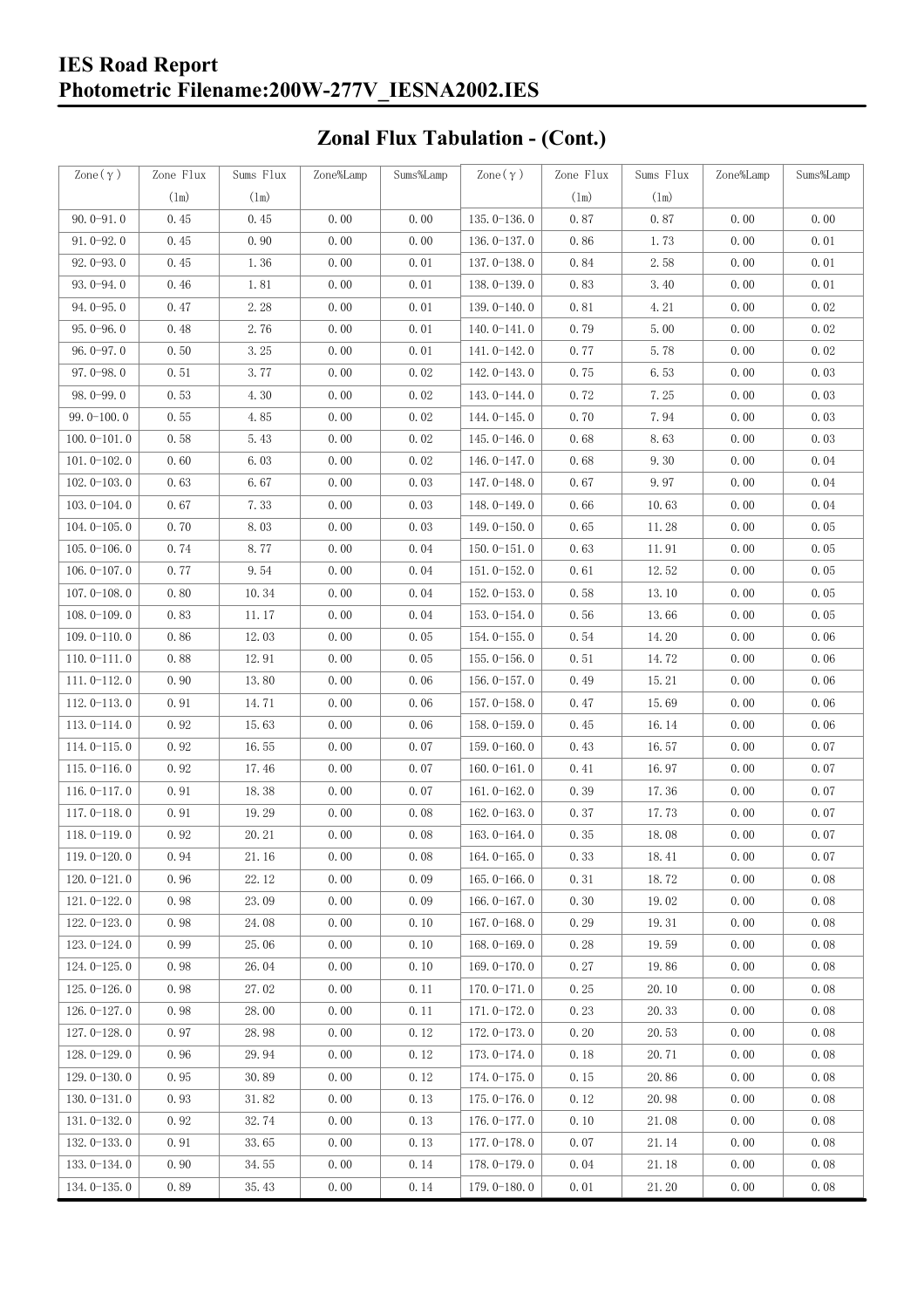# IES Road Report
# Photometric Filename:200W-277V_IESNA2002.IES

## Zonal Flux Tabulation - (Cont.)

| Zone(γ) | Zone Flux (lm) | Sums Flux (lm) | Zone%Lamp | Sums%Lamp | Zone(γ) | Zone Flux (lm) | Sums Flux (lm) | Zone%Lamp | Sums%Lamp |
|---|---|---|---|---|---|---|---|---|---|
| 90.0-91.0 | 0.45 | 0.45 | 0.00 | 0.00 | 135.0-136.0 | 0.87 | 0.87 | 0.00 | 0.00 |
| 91.0-92.0 | 0.45 | 0.90 | 0.00 | 0.00 | 136.0-137.0 | 0.86 | 1.73 | 0.00 | 0.01 |
| 92.0-93.0 | 0.45 | 1.36 | 0.00 | 0.01 | 137.0-138.0 | 0.84 | 2.58 | 0.00 | 0.01 |
| 93.0-94.0 | 0.46 | 1.81 | 0.00 | 0.01 | 138.0-139.0 | 0.83 | 3.40 | 0.00 | 0.01 |
| 94.0-95.0 | 0.47 | 2.28 | 0.00 | 0.01 | 139.0-140.0 | 0.81 | 4.21 | 0.00 | 0.02 |
| 95.0-96.0 | 0.48 | 2.76 | 0.00 | 0.01 | 140.0-141.0 | 0.79 | 5.00 | 0.00 | 0.02 |
| 96.0-97.0 | 0.50 | 3.25 | 0.00 | 0.01 | 141.0-142.0 | 0.77 | 5.78 | 0.00 | 0.02 |
| 97.0-98.0 | 0.51 | 3.77 | 0.00 | 0.02 | 142.0-143.0 | 0.75 | 6.53 | 0.00 | 0.03 |
| 98.0-99.0 | 0.53 | 4.30 | 0.00 | 0.02 | 143.0-144.0 | 0.72 | 7.25 | 0.00 | 0.03 |
| 99.0-100.0 | 0.55 | 4.85 | 0.00 | 0.02 | 144.0-145.0 | 0.70 | 7.94 | 0.00 | 0.03 |
| 100.0-101.0 | 0.58 | 5.43 | 0.00 | 0.02 | 145.0-146.0 | 0.68 | 8.63 | 0.00 | 0.03 |
| 101.0-102.0 | 0.60 | 6.03 | 0.00 | 0.02 | 146.0-147.0 | 0.68 | 9.30 | 0.00 | 0.04 |
| 102.0-103.0 | 0.63 | 6.67 | 0.00 | 0.03 | 147.0-148.0 | 0.67 | 9.97 | 0.00 | 0.04 |
| 103.0-104.0 | 0.67 | 7.33 | 0.00 | 0.03 | 148.0-149.0 | 0.66 | 10.63 | 0.00 | 0.04 |
| 104.0-105.0 | 0.70 | 8.03 | 0.00 | 0.03 | 149.0-150.0 | 0.65 | 11.28 | 0.00 | 0.05 |
| 105.0-106.0 | 0.74 | 8.77 | 0.00 | 0.04 | 150.0-151.0 | 0.63 | 11.91 | 0.00 | 0.05 |
| 106.0-107.0 | 0.77 | 9.54 | 0.00 | 0.04 | 151.0-152.0 | 0.61 | 12.52 | 0.00 | 0.05 |
| 107.0-108.0 | 0.80 | 10.34 | 0.00 | 0.04 | 152.0-153.0 | 0.58 | 13.10 | 0.00 | 0.05 |
| 108.0-109.0 | 0.83 | 11.17 | 0.00 | 0.04 | 153.0-154.0 | 0.56 | 13.66 | 0.00 | 0.05 |
| 109.0-110.0 | 0.86 | 12.03 | 0.00 | 0.05 | 154.0-155.0 | 0.54 | 14.20 | 0.00 | 0.06 |
| 110.0-111.0 | 0.88 | 12.91 | 0.00 | 0.05 | 155.0-156.0 | 0.51 | 14.72 | 0.00 | 0.06 |
| 111.0-112.0 | 0.90 | 13.80 | 0.00 | 0.06 | 156.0-157.0 | 0.49 | 15.21 | 0.00 | 0.06 |
| 112.0-113.0 | 0.91 | 14.71 | 0.00 | 0.06 | 157.0-158.0 | 0.47 | 15.69 | 0.00 | 0.06 |
| 113.0-114.0 | 0.92 | 15.63 | 0.00 | 0.06 | 158.0-159.0 | 0.45 | 16.14 | 0.00 | 0.06 |
| 114.0-115.0 | 0.92 | 16.55 | 0.00 | 0.07 | 159.0-160.0 | 0.43 | 16.57 | 0.00 | 0.07 |
| 115.0-116.0 | 0.92 | 17.46 | 0.00 | 0.07 | 160.0-161.0 | 0.41 | 16.97 | 0.00 | 0.07 |
| 116.0-117.0 | 0.91 | 18.38 | 0.00 | 0.07 | 161.0-162.0 | 0.39 | 17.36 | 0.00 | 0.07 |
| 117.0-118.0 | 0.91 | 19.29 | 0.00 | 0.08 | 162.0-163.0 | 0.37 | 17.73 | 0.00 | 0.07 |
| 118.0-119.0 | 0.92 | 20.21 | 0.00 | 0.08 | 163.0-164.0 | 0.35 | 18.08 | 0.00 | 0.07 |
| 119.0-120.0 | 0.94 | 21.16 | 0.00 | 0.08 | 164.0-165.0 | 0.33 | 18.41 | 0.00 | 0.07 |
| 120.0-121.0 | 0.96 | 22.12 | 0.00 | 0.09 | 165.0-166.0 | 0.31 | 18.72 | 0.00 | 0.08 |
| 121.0-122.0 | 0.98 | 23.09 | 0.00 | 0.09 | 166.0-167.0 | 0.30 | 19.02 | 0.00 | 0.08 |
| 122.0-123.0 | 0.98 | 24.08 | 0.00 | 0.10 | 167.0-168.0 | 0.29 | 19.31 | 0.00 | 0.08 |
| 123.0-124.0 | 0.99 | 25.06 | 0.00 | 0.10 | 168.0-169.0 | 0.28 | 19.59 | 0.00 | 0.08 |
| 124.0-125.0 | 0.98 | 26.04 | 0.00 | 0.10 | 169.0-170.0 | 0.27 | 19.86 | 0.00 | 0.08 |
| 125.0-126.0 | 0.98 | 27.02 | 0.00 | 0.11 | 170.0-171.0 | 0.25 | 20.10 | 0.00 | 0.08 |
| 126.0-127.0 | 0.98 | 28.00 | 0.00 | 0.11 | 171.0-172.0 | 0.23 | 20.33 | 0.00 | 0.08 |
| 127.0-128.0 | 0.97 | 28.98 | 0.00 | 0.12 | 172.0-173.0 | 0.20 | 20.53 | 0.00 | 0.08 |
| 128.0-129.0 | 0.96 | 29.94 | 0.00 | 0.12 | 173.0-174.0 | 0.18 | 20.71 | 0.00 | 0.08 |
| 129.0-130.0 | 0.95 | 30.89 | 0.00 | 0.12 | 174.0-175.0 | 0.15 | 20.86 | 0.00 | 0.08 |
| 130.0-131.0 | 0.93 | 31.82 | 0.00 | 0.13 | 175.0-176.0 | 0.12 | 20.98 | 0.00 | 0.08 |
| 131.0-132.0 | 0.92 | 32.74 | 0.00 | 0.13 | 176.0-177.0 | 0.10 | 21.08 | 0.00 | 0.08 |
| 132.0-133.0 | 0.91 | 33.65 | 0.00 | 0.13 | 177.0-178.0 | 0.07 | 21.14 | 0.00 | 0.08 |
| 133.0-134.0 | 0.90 | 34.55 | 0.00 | 0.14 | 178.0-179.0 | 0.04 | 21.18 | 0.00 | 0.08 |
| 134.0-135.0 | 0.89 | 35.43 | 0.00 | 0.14 | 179.0-180.0 | 0.01 | 21.20 | 0.00 | 0.08 |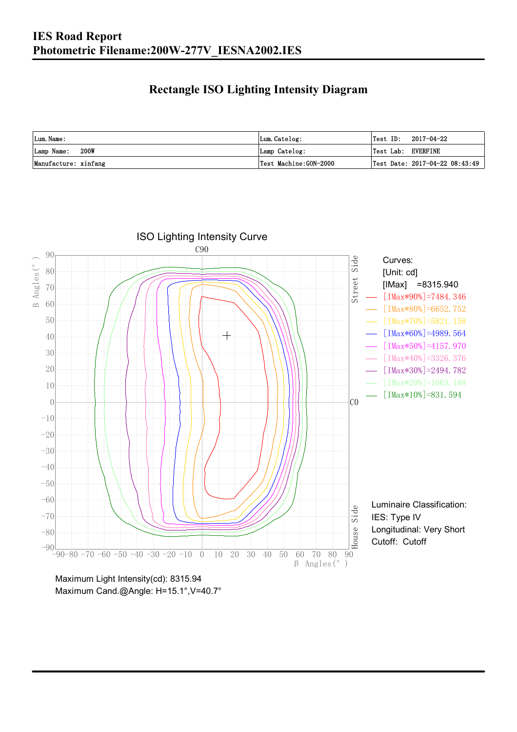# IES Road Report
# Photometric Filename:200W-277V_IESNA2002.IES

## Rectangle ISO Lighting Intensity Diagram

| Lum. Name: | Lum. Catelog: | Test ID: 2017-04-22 |
|---|---|---|
| Lamp Name: 200W | Lamp Catelog: | Test Lab: EVERFINE |
| Manufacture: xinfang | Test Machine:GON-2000 | Test Date: 2017-04-22 08:43:49 |

ISO Lighting Intensity Curve

Curves:
[Unit: cd]
[IMax] =8315.940
[IMax*90%]=7484.346
[IMax*80%]=6652.752
[IMax*70%]=5821.158
[IMax*60%]=4989.564
[IMax*50%]=4157.970
[IMax*40%]=3326.376
[IMax*30%]=2494.782
[IMax*20%]=1663.188
[IMax*10%]=831.594

Luminaire Classification:
IES: Type IV
Longitudinal: Very Short
Cutoff: Cutoff

Maximum Light Intensity(cd): 8315.94
Maximum Cand.@Angle: H=15.1°,V=40.7°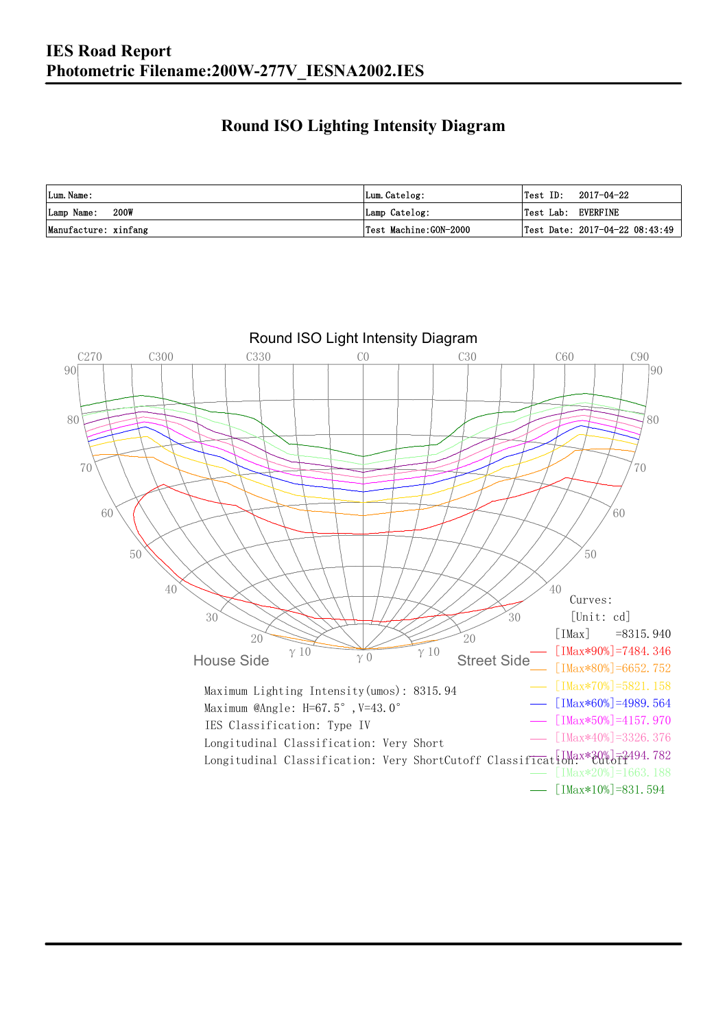# IES Road Report
# Photometric Filename:200W-277V_IESNA2002.IES

## Round ISO Lighting Intensity Diagram

| Lum. Name: | Lum. Catelog: | Test ID: 2017-04-22 |
|---|---|---|
| Lamp Name: 200W | Lamp Catelog: | Test Lab: EVERFINE |
| Manufacture: xinfang | Test Machine:GON-2000 | Test Date: 2017-04-22 08:43:49 |

Round ISO Light Intensity Diagram

C270 C300 C330 C0 C30 C60 C90

House Side    Street Side

Curves:
[Unit: cd]
[IMax] =8315.940
[IMax*90%]=7484.346
[IMax*80%]=6652.752
[IMax*70%]=5821.158
[IMax*60%]=4989.564
[IMax*50%]=4157.970
[IMax*40%]=3326.376
[IMax*30%]=2494.782
[IMax*20%]=1663.188
[IMax*10%]=831.594

Maximum Lighting Intensity(umos): 8315.94
Maximum @Angle: H=67.5°, V=43.0°
IES Classification: Type IV
Longitudinal Classification: Very Short
Longitudinal Classification: Very ShortCutoff Classification: Cutoff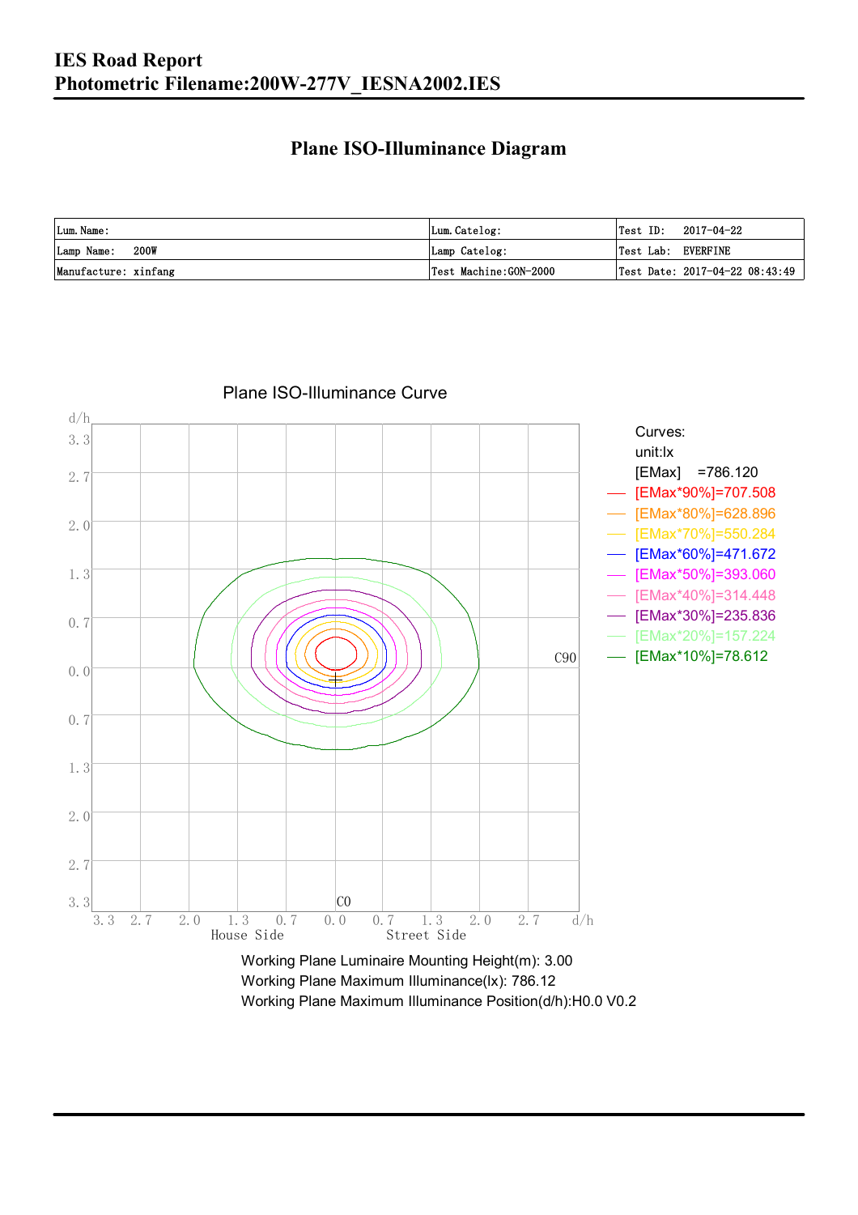# IES Road Report
# Photometric Filename:200W-277V_IESNA2002.IES

## Plane ISO-Illuminance Diagram

| Lum. Name: | Lum. Catelog: | Test ID: 2017-04-22 |
|---|---|---|
| Lamp Name: 200W | Lamp Catelog: | Test Lab: EVERFINE |
| Manufacture: xinfang | Test Machine:GON-2000 | Test Date: 2017-04-22 08:43:49 |

Plane ISO-Illuminance Curve

Curves:
unit:lx
[EMax] =786.120
[EMax*90%]=707.508
[EMax*80%]=628.896
[EMax*70%]=550.284
[EMax*60%]=471.672
[EMax*50%]=393.060
[EMax*40%]=314.448
[EMax*30%]=235.836
[EMax*20%]=157.224
[EMax*10%]=78.612

Working Plane Luminaire Mounting Height(m): 3.00
Working Plane Maximum Illuminance(lx): 786.12
Working Plane Maximum Illuminance Position(d/h):H0.0 V0.2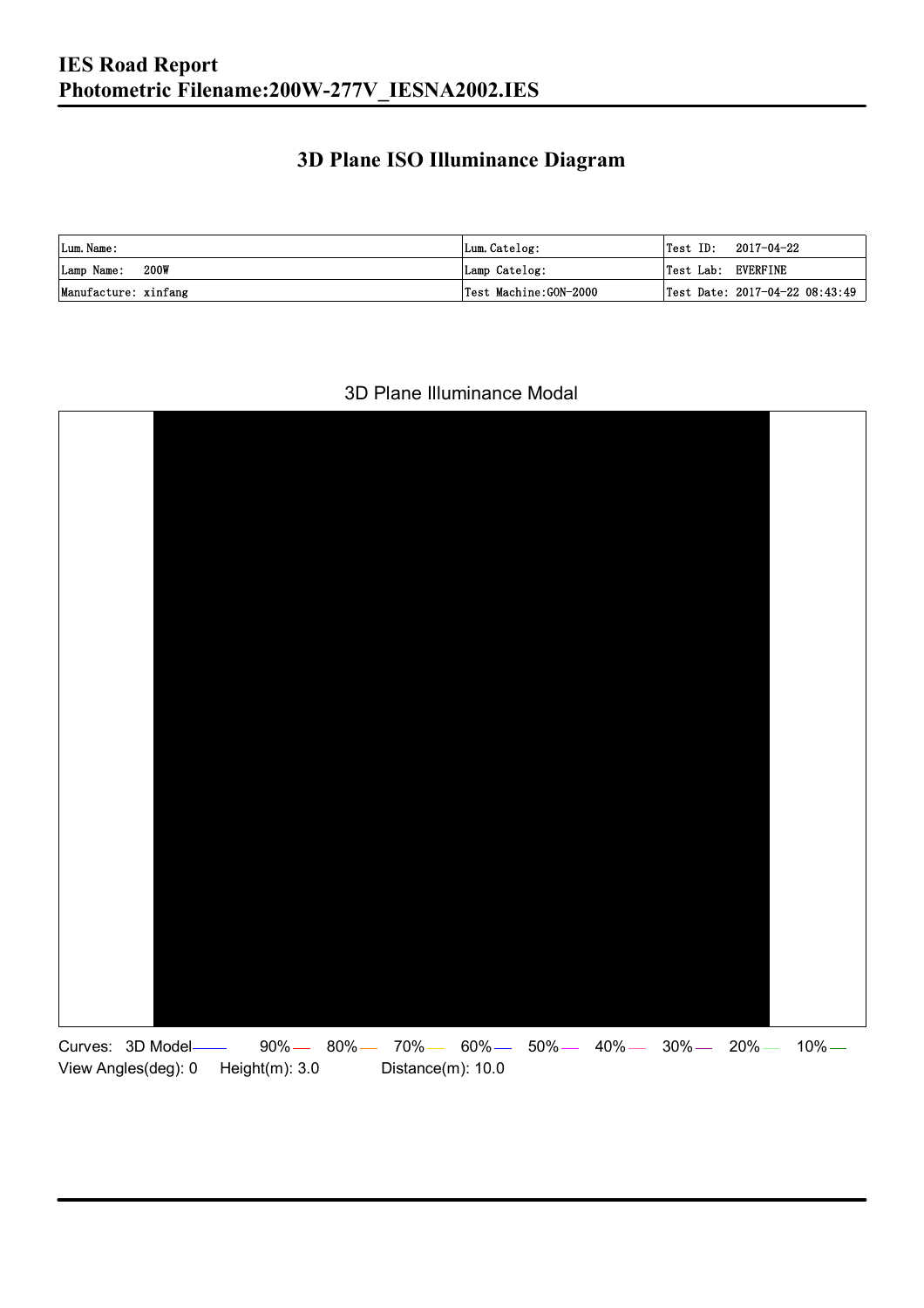## 3D Plane ISO Illuminance Diagram

| Lum. Name: | Lum. Catelog: | Test ID: 2017-04-22 |
|---|---|---|
| Lamp Name: 200W | Lamp Catelog: | Test Lab: EVERFINE |
| Manufacture: xinfang | Test Machine:GON-2000 | Test Date: 2017-04-22 08:43:49 |

3D Plane Illuminance Modal

Curves: 3D Model 90% 80% 70% 60% 50% 40% 30% 20% 10%

View Angles(deg): 0 Height(m): 3.0 Distance(m): 10.0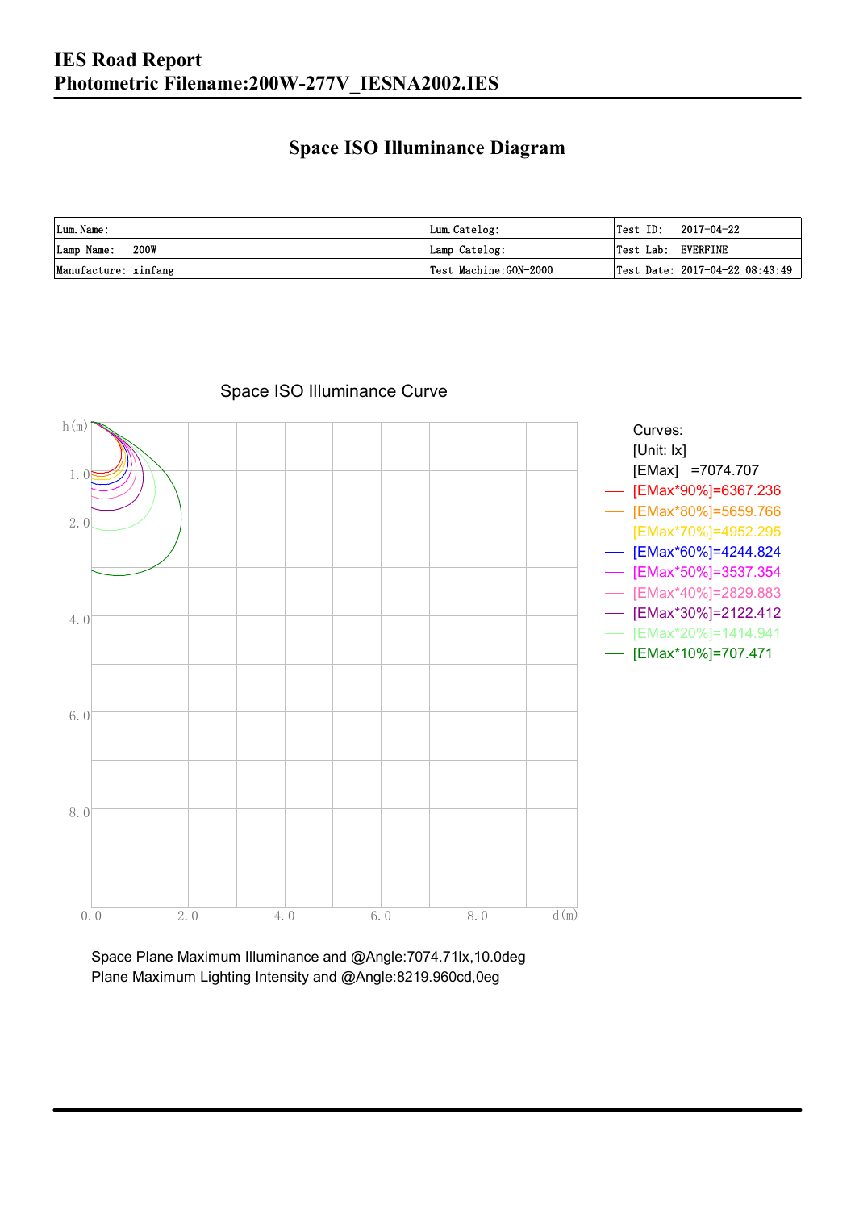# IES Road Report
# Photometric Filename:200W-277V_IESNA2002.IES

## Space ISO Illuminance Diagram

| Lum. Name: | Lum. Catelog: | Test ID: 2017-04-22 |
|---|---|---|
| Lamp Name: 200W | Lamp Catelog: | Test Lab: EVERFINE |
| Manufacture: xinfang | Test Machine:GON-2000 | Test Date: 2017-04-22 08:43:49 |

Space ISO Illuminance Curve

h(m)

1.0
2.0
4.0
6.0
8.0

0.0 2.0 4.0 6.0 8.0 d(m)

Curves:
[Unit: lx]
[EMax] =7074.707
[EMax*90%]=6367.236
[EMax*80%]=5659.766
[EMax*70%]=4952.295
[EMax*60%]=4244.824
[EMax*50%]=3537.354
[EMax*40%]=2829.883
[EMax*30%]=2122.412
[EMax*20%]=1414.941
[EMax*10%]=707.471

Space Plane Maximum Illuminance and @Angle:7074.71lx,10.0deg
Plane Maximum Lighting Intensity and @Angle:8219.960cd,0eg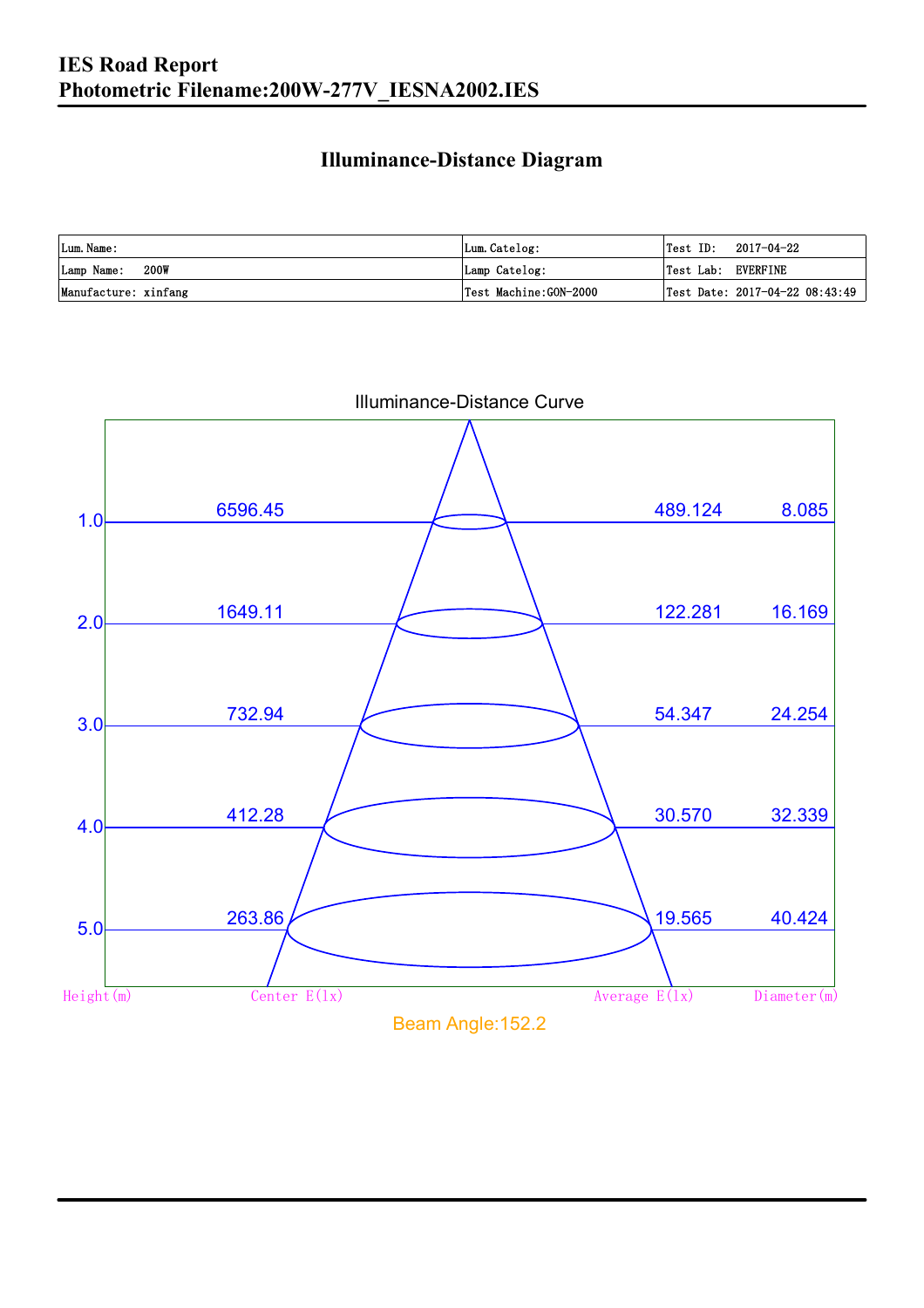# IES Road Report
# Photometric Filename:200W-277V_IESNA2002.IES

## Illuminance-Distance Diagram

| Lum. Name: | Lum. Catelog: | Test ID: 2017-04-22 |
|---|---|---|
| Lamp Name: 200W | Lamp Catelog: | Test Lab: EVERFINE |
| Manufacture: xinfang | Test Machine:GON-2000 | Test Date: 2017-04-22 08:43:49 |

Illuminance-Distance Curve

| Height(m) | Center E(lx) | Average E(lx) | Diameter(m) |
|---|---|---|---|
| 1.0 | 6596.45 | 489.124 | 8.085 |
| 2.0 | 1649.11 | 122.281 | 16.169 |
| 3.0 | 732.94 | 54.347 | 24.254 |
| 4.0 | 412.28 | 30.570 | 32.339 |
| 5.0 | 263.86 | 19.565 | 40.424 |

Beam Angle:152.2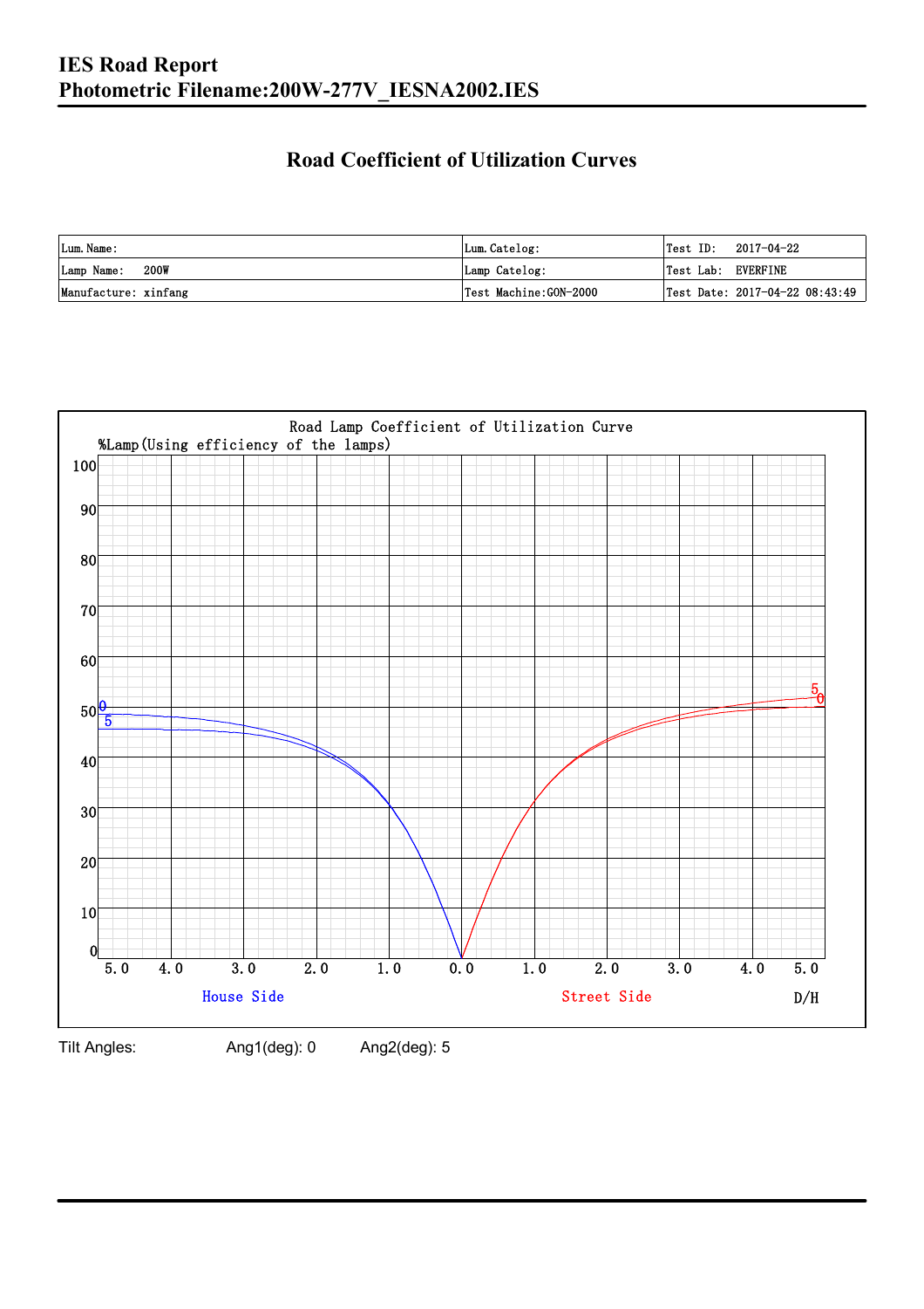# IES Road Report
# Photometric Filename:200W-277V_IESNA2002.IES

## Road Coefficient of Utilization Curves

| Lum. Name: | Lum. Catelog: | Test ID: 2017-04-22 |
|---|---|---|
| Lamp Name: 200W | Lamp Catelog: | Test Lab: EVERFINE |
| Manufacture: xinfang | Test Machine:GON-2000 | Test Date: 2017-04-22 08:43:49 |

Road Lamp Coefficient of Utilization Curve

%Lamp(Using efficiency of the lamps)

House Side | Street Side | D/H

Tilt Angles: Ang1(deg): 0 Ang2(deg): 5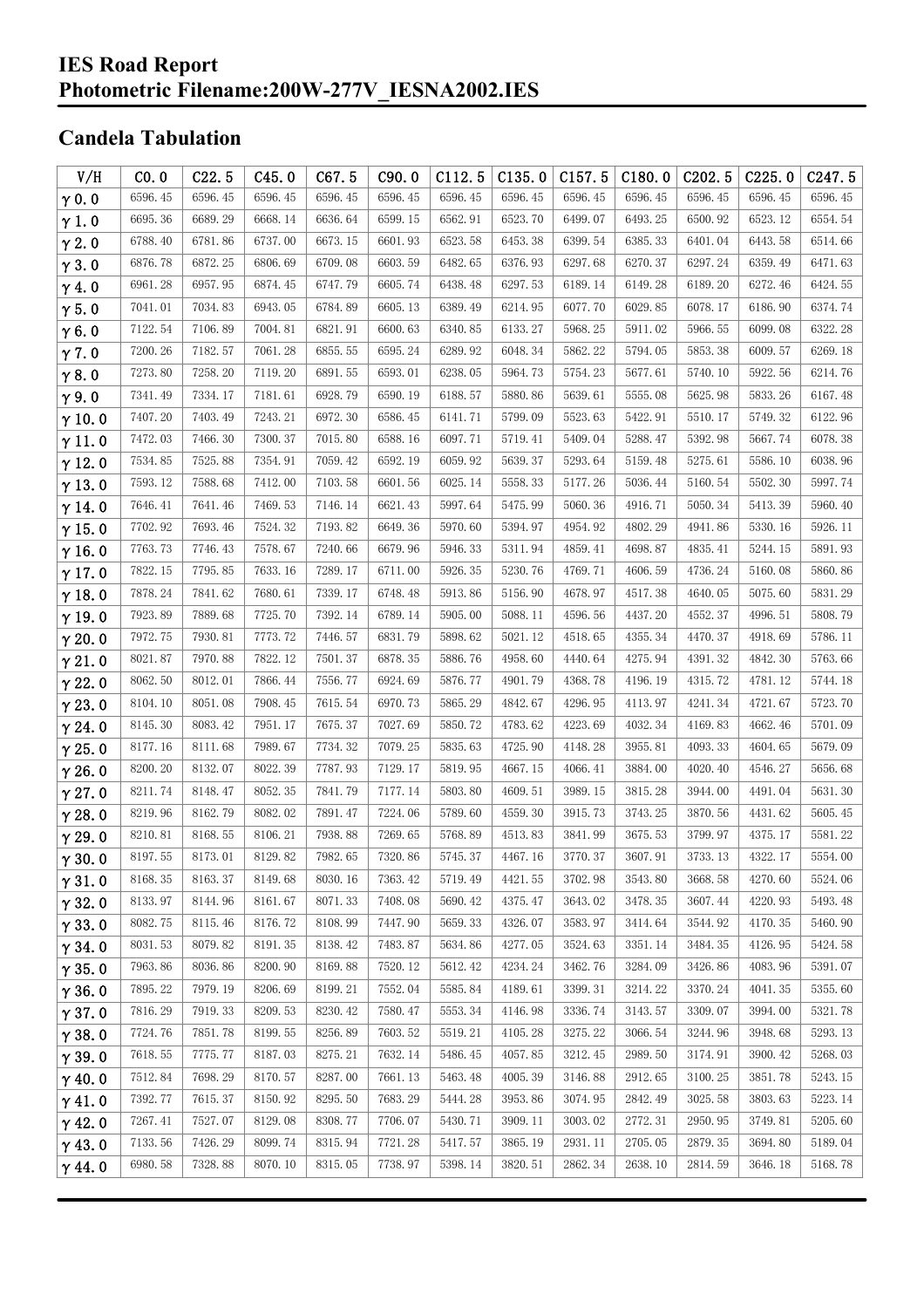# IES Road Report
# Photometric Filename:200W-277V_IESNA2002.IES

## Candela Tabulation

| V/H | C0.0 | C22.5 | C45.0 | C67.5 | C90.0 | C112.5 | C135.0 | C157.5 | C180.0 | C202.5 | C225.0 | C247.5 |
|---|---|---|---|---|---|---|---|---|---|---|---|---|
| γ 0.0 | 6596.45 | 6596.45 | 6596.45 | 6596.45 | 6596.45 | 6596.45 | 6596.45 | 6596.45 | 6596.45 | 6596.45 | 6596.45 | 6596.45 |
| γ 1.0 | 6695.36 | 6689.29 | 6668.14 | 6636.64 | 6599.15 | 6562.91 | 6523.70 | 6499.07 | 6493.25 | 6500.92 | 6523.12 | 6554.54 |
| γ 2.0 | 6788.40 | 6781.86 | 6737.00 | 6673.15 | 6601.93 | 6523.58 | 6453.38 | 6399.54 | 6385.33 | 6401.04 | 6443.58 | 6514.66 |
| γ 3.0 | 6876.78 | 6872.25 | 6806.69 | 6709.08 | 6603.59 | 6482.65 | 6376.93 | 6297.68 | 6270.37 | 6297.24 | 6359.49 | 6471.63 |
| γ 4.0 | 6961.28 | 6957.95 | 6874.45 | 6747.79 | 6605.74 | 6438.48 | 6297.53 | 6189.14 | 6149.28 | 6189.20 | 6272.46 | 6424.55 |
| γ 5.0 | 7041.01 | 7034.83 | 6943.05 | 6784.89 | 6605.13 | 6389.49 | 6214.95 | 6077.70 | 6029.85 | 6078.17 | 6186.90 | 6374.74 |
| γ 6.0 | 7122.54 | 7106.89 | 7004.81 | 6821.91 | 6600.63 | 6340.85 | 6133.27 | 5968.25 | 5911.02 | 5966.55 | 6099.08 | 6322.28 |
| γ 7.0 | 7200.26 | 7182.57 | 7061.28 | 6855.55 | 6595.24 | 6289.92 | 6048.34 | 5862.22 | 5794.05 | 5853.38 | 6009.57 | 6269.18 |
| γ 8.0 | 7273.80 | 7258.20 | 7119.20 | 6891.55 | 6593.01 | 6238.05 | 5964.73 | 5754.23 | 5677.61 | 5740.10 | 5922.56 | 6214.76 |
| γ 9.0 | 7341.49 | 7334.17 | 7181.61 | 6928.79 | 6590.19 | 6188.57 | 5880.86 | 5639.61 | 5555.08 | 5625.98 | 5833.26 | 6167.48 |
| γ 10.0 | 7407.20 | 7403.49 | 7243.21 | 6972.30 | 6586.45 | 6141.71 | 5799.09 | 5523.63 | 5422.91 | 5510.17 | 5749.32 | 6122.96 |
| γ 11.0 | 7472.03 | 7466.30 | 7300.37 | 7015.80 | 6588.16 | 6097.71 | 5719.41 | 5409.04 | 5288.47 | 5392.98 | 5667.74 | 6078.38 |
| γ 12.0 | 7534.85 | 7525.88 | 7354.91 | 7059.42 | 6592.19 | 6059.92 | 5639.37 | 5293.64 | 5159.48 | 5275.61 | 5586.10 | 6038.96 |
| γ 13.0 | 7593.12 | 7588.68 | 7412.00 | 7103.58 | 6601.56 | 6025.14 | 5558.33 | 5177.26 | 5036.44 | 5160.54 | 5502.30 | 5997.74 |
| γ 14.0 | 7646.41 | 7641.46 | 7469.53 | 7146.14 | 6621.43 | 5997.64 | 5475.99 | 5060.36 | 4916.71 | 5050.34 | 5413.39 | 5960.40 |
| γ 15.0 | 7702.92 | 7693.46 | 7524.32 | 7193.82 | 6649.36 | 5970.60 | 5394.97 | 4954.92 | 4802.29 | 4941.86 | 5330.16 | 5926.11 |
| γ 16.0 | 7763.73 | 7746.43 | 7578.67 | 7240.66 | 6679.96 | 5946.33 | 5311.94 | 4859.41 | 4698.87 | 4835.41 | 5244.15 | 5891.93 |
| γ 17.0 | 7822.15 | 7795.85 | 7633.16 | 7289.17 | 6711.00 | 5926.35 | 5230.76 | 4769.71 | 4606.59 | 4736.24 | 5160.08 | 5860.86 |
| γ 18.0 | 7878.24 | 7841.62 | 7680.61 | 7339.17 | 6748.48 | 5913.86 | 5156.90 | 4678.97 | 4517.38 | 4640.05 | 5075.60 | 5831.29 |
| γ 19.0 | 7923.89 | 7889.68 | 7725.70 | 7392.14 | 6789.14 | 5905.00 | 5088.11 | 4596.56 | 4437.20 | 4552.37 | 4996.51 | 5808.79 |
| γ 20.0 | 7972.75 | 7930.81 | 7773.72 | 7446.57 | 6831.79 | 5898.62 | 5021.12 | 4518.65 | 4355.34 | 4470.37 | 4918.69 | 5786.11 |
| γ 21.0 | 8021.87 | 7970.88 | 7822.12 | 7501.37 | 6878.35 | 5886.76 | 4958.60 | 4440.64 | 4275.94 | 4391.32 | 4842.30 | 5763.66 |
| γ 22.0 | 8062.50 | 8012.01 | 7866.44 | 7556.77 | 6924.69 | 5876.77 | 4901.79 | 4368.78 | 4196.19 | 4315.72 | 4781.12 | 5744.18 |
| γ 23.0 | 8104.10 | 8051.08 | 7908.45 | 7615.54 | 6970.73 | 5865.29 | 4842.67 | 4296.95 | 4113.97 | 4241.34 | 4721.67 | 5723.70 |
| γ 24.0 | 8145.30 | 8083.42 | 7951.17 | 7675.37 | 7027.69 | 5850.72 | 4783.62 | 4223.69 | 4032.34 | 4169.83 | 4662.46 | 5701.09 |
| γ 25.0 | 8177.16 | 8111.68 | 7989.67 | 7734.32 | 7079.25 | 5835.63 | 4725.90 | 4148.28 | 3955.81 | 4093.33 | 4604.65 | 5679.09 |
| γ 26.0 | 8200.20 | 8132.07 | 8022.39 | 7787.93 | 7129.17 | 5819.95 | 4667.15 | 4066.41 | 3884.00 | 4020.40 | 4546.27 | 5656.68 |
| γ 27.0 | 8211.74 | 8148.47 | 8052.35 | 7841.79 | 7177.14 | 5803.80 | 4609.51 | 3989.15 | 3815.28 | 3944.00 | 4491.04 | 5631.30 |
| γ 28.0 | 8219.96 | 8162.79 | 8082.02 | 7891.47 | 7224.06 | 5789.60 | 4559.30 | 3915.73 | 3743.25 | 3870.56 | 4431.62 | 5605.45 |
| γ 29.0 | 8210.81 | 8168.55 | 8106.21 | 7938.88 | 7269.65 | 5768.89 | 4513.83 | 3841.99 | 3675.53 | 3799.97 | 4375.17 | 5581.22 |
| γ 30.0 | 8197.55 | 8173.01 | 8129.82 | 7982.65 | 7320.86 | 5745.37 | 4467.16 | 3770.37 | 3607.91 | 3733.13 | 4322.17 | 5554.00 |
| γ 31.0 | 8168.35 | 8163.37 | 8149.68 | 8030.16 | 7363.42 | 5719.49 | 4421.55 | 3702.98 | 3543.80 | 3668.58 | 4270.60 | 5524.06 |
| γ 32.0 | 8133.97 | 8144.96 | 8161.67 | 8071.33 | 7408.08 | 5690.42 | 4375.47 | 3643.02 | 3478.35 | 3607.44 | 4220.93 | 5493.48 |
| γ 33.0 | 8082.75 | 8115.46 | 8176.72 | 8108.99 | 7447.90 | 5659.33 | 4326.07 | 3583.97 | 3414.64 | 3544.92 | 4170.35 | 5460.90 |
| γ 34.0 | 8031.53 | 8079.82 | 8191.35 | 8138.42 | 7483.87 | 5634.86 | 4277.05 | 3524.63 | 3351.14 | 3484.35 | 4126.95 | 5424.58 |
| γ 35.0 | 7963.86 | 8036.86 | 8200.90 | 8169.88 | 7520.12 | 5612.42 | 4234.24 | 3462.76 | 3284.09 | 3426.86 | 4083.96 | 5391.07 |
| γ 36.0 | 7895.22 | 7979.19 | 8206.69 | 8199.21 | 7552.04 | 5585.84 | 4189.61 | 3399.31 | 3214.22 | 3370.24 | 4041.35 | 5355.60 |
| γ 37.0 | 7816.29 | 7919.33 | 8209.53 | 8230.42 | 7580.47 | 5553.34 | 4146.98 | 3336.74 | 3143.57 | 3309.07 | 3994.00 | 5321.78 |
| γ 38.0 | 7724.76 | 7851.78 | 8199.55 | 8256.89 | 7603.52 | 5519.21 | 4105.28 | 3275.22 | 3066.54 | 3244.96 | 3948.68 | 5293.13 |
| γ 39.0 | 7618.55 | 7775.77 | 8187.03 | 8275.21 | 7632.14 | 5486.45 | 4057.85 | 3212.45 | 2989.50 | 3174.91 | 3900.42 | 5268.03 |
| γ 40.0 | 7512.84 | 7698.29 | 8170.57 | 8287.00 | 7661.13 | 5463.48 | 4005.39 | 3146.88 | 2912.65 | 3100.25 | 3851.78 | 5243.15 |
| γ 41.0 | 7392.77 | 7615.37 | 8150.92 | 8295.50 | 7683.29 | 5444.28 | 3953.86 | 3074.95 | 2842.49 | 3025.58 | 3803.63 | 5223.14 |
| γ 42.0 | 7267.41 | 7527.07 | 8129.08 | 8308.77 | 7706.07 | 5430.71 | 3909.11 | 3003.02 | 2772.31 | 2950.95 | 3749.81 | 5205.60 |
| γ 43.0 | 7133.56 | 7426.29 | 8099.74 | 8315.94 | 7721.28 | 5417.57 | 3865.19 | 2931.11 | 2705.05 | 2879.35 | 3694.80 | 5189.04 |
| γ 44.0 | 6980.58 | 7328.88 | 8070.10 | 8315.05 | 7738.97 | 5398.14 | 3820.51 | 2862.34 | 2638.10 | 2814.59 | 3646.18 | 5168.78 |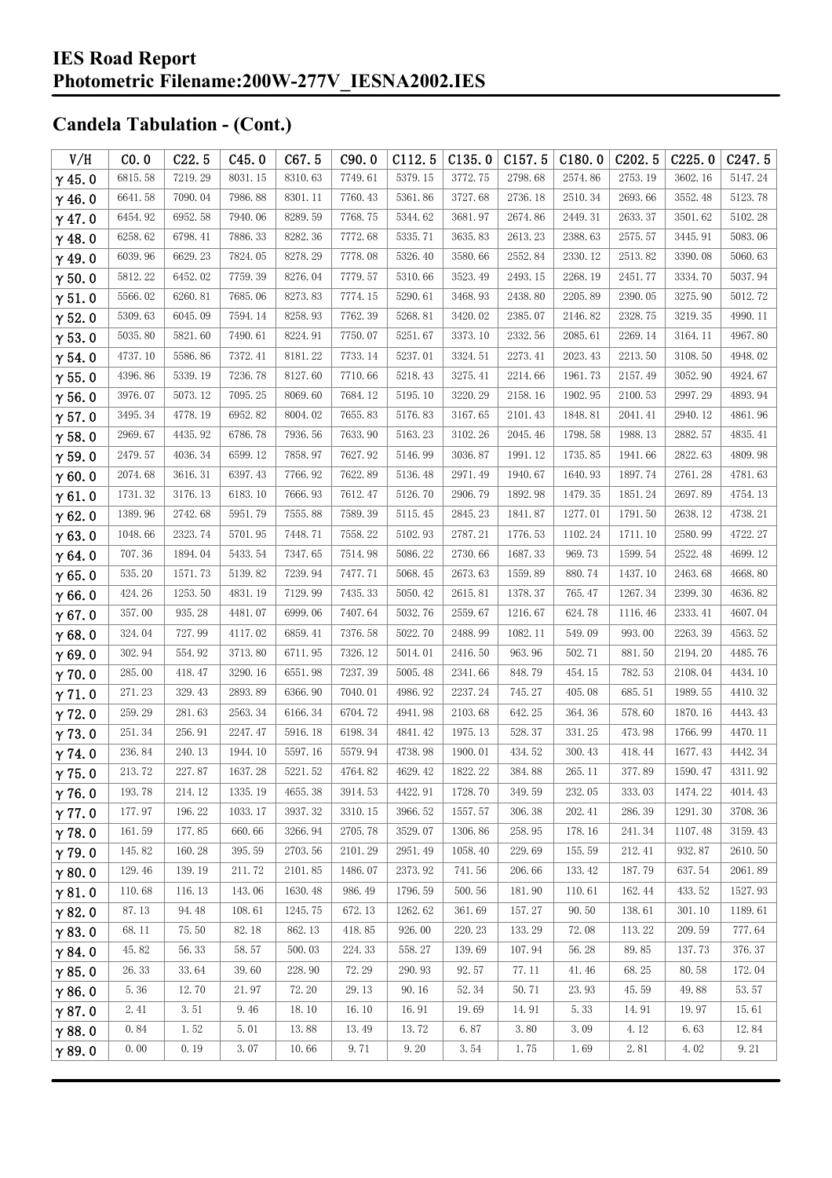## Candela Tabulation - (Cont.)

| V/H | C0.0 | C22.5 | C45.0 | C67.5 | C90.0 | C112.5 | C135.0 | C157.5 | C180.0 | C202.5 | C225.0 | C247.5 |
|---|---|---|---|---|---|---|---|---|---|---|---|---|
| γ 45.0 | 6815.58 | 7219.29 | 8031.15 | 8310.63 | 7749.61 | 5379.15 | 3772.75 | 2798.68 | 2574.86 | 2753.19 | 3602.16 | 5147.24 |
| γ 46.0 | 6641.58 | 7090.04 | 7986.88 | 8301.11 | 7760.43 | 5361.86 | 3727.68 | 2736.18 | 2510.34 | 2693.66 | 3552.48 | 5123.78 |
| γ 47.0 | 6454.92 | 6952.58 | 7940.06 | 8289.59 | 7768.75 | 5344.62 | 3681.97 | 2674.86 | 2449.31 | 2633.37 | 3501.62 | 5102.28 |
| γ 48.0 | 6258.62 | 6798.41 | 7886.33 | 8282.36 | 7772.68 | 5335.71 | 3635.83 | 2613.23 | 2388.63 | 2575.57 | 3445.91 | 5083.06 |
| γ 49.0 | 6039.96 | 6629.23 | 7824.05 | 8278.29 | 7778.08 | 5326.40 | 3580.66 | 2552.84 | 2330.12 | 2513.82 | 3390.08 | 5060.63 |
| γ 50.0 | 5812.22 | 6452.02 | 7759.39 | 8276.04 | 7779.57 | 5310.66 | 3523.49 | 2493.15 | 2268.19 | 2451.77 | 3334.70 | 5037.94 |
| γ 51.0 | 5566.02 | 6260.81 | 7685.06 | 8273.83 | 7774.15 | 5290.61 | 3468.93 | 2438.80 | 2205.89 | 2390.05 | 3275.90 | 5012.72 |
| γ 52.0 | 5309.63 | 6045.09 | 7594.14 | 8258.93 | 7762.39 | 5268.81 | 3420.02 | 2385.07 | 2146.82 | 2328.75 | 3219.35 | 4990.11 |
| γ 53.0 | 5035.80 | 5821.60 | 7490.61 | 8224.91 | 7750.07 | 5251.67 | 3373.10 | 2332.56 | 2085.61 | 2269.14 | 3164.11 | 4967.80 |
| γ 54.0 | 4737.10 | 5586.86 | 7372.41 | 8181.22 | 7733.14 | 5237.01 | 3324.51 | 2273.41 | 2023.43 | 2213.50 | 3108.50 | 4948.02 |
| γ 55.0 | 4396.86 | 5339.19 | 7236.78 | 8127.60 | 7710.66 | 5218.43 | 3275.41 | 2214.66 | 1961.73 | 2157.49 | 3052.90 | 4924.67 |
| γ 56.0 | 3976.07 | 5073.12 | 7095.25 | 8069.60 | 7684.12 | 5195.10 | 3220.29 | 2158.16 | 1902.95 | 2100.53 | 2997.29 | 4893.94 |
| γ 57.0 | 3495.34 | 4778.19 | 6952.82 | 8004.02 | 7655.83 | 5176.83 | 3167.65 | 2101.43 | 1848.81 | 2041.41 | 2940.12 | 4861.96 |
| γ 58.0 | 2969.67 | 4435.92 | 6786.78 | 7936.56 | 7633.90 | 5163.23 | 3102.26 | 2045.46 | 1798.58 | 1988.13 | 2882.57 | 4835.41 |
| γ 59.0 | 2479.57 | 4036.34 | 6599.12 | 7858.97 | 7627.92 | 5146.99 | 3036.87 | 1991.12 | 1735.85 | 1941.66 | 2822.63 | 4809.98 |
| γ 60.0 | 2074.68 | 3616.31 | 6397.43 | 7766.92 | 7622.89 | 5136.48 | 2971.49 | 1940.67 | 1640.93 | 1897.74 | 2761.28 | 4781.63 |
| γ 61.0 | 1731.32 | 3176.13 | 6183.10 | 7666.93 | 7612.47 | 5126.70 | 2906.79 | 1892.98 | 1479.35 | 1851.24 | 2697.89 | 4754.13 |
| γ 62.0 | 1389.96 | 2742.68 | 5951.79 | 7555.88 | 7589.39 | 5115.45 | 2845.23 | 1841.87 | 1277.01 | 1791.50 | 2638.12 | 4738.21 |
| γ 63.0 | 1048.66 | 2323.74 | 5701.95 | 7448.71 | 7558.22 | 5102.93 | 2787.21 | 1776.53 | 1102.24 | 1711.10 | 2580.99 | 4722.27 |
| γ 64.0 | 707.36 | 1894.04 | 5433.54 | 7347.65 | 7514.98 | 5086.22 | 2730.66 | 1687.33 | 969.73 | 1599.54 | 2522.48 | 4699.12 |
| γ 65.0 | 535.20 | 1571.73 | 5139.82 | 7239.94 | 7477.71 | 5068.45 | 2673.63 | 1559.89 | 880.74 | 1437.10 | 2463.68 | 4668.80 |
| γ 66.0 | 424.26 | 1253.50 | 4831.19 | 7129.99 | 7435.33 | 5050.42 | 2615.81 | 1378.37 | 765.47 | 1267.34 | 2399.30 | 4636.82 |
| γ 67.0 | 357.00 | 935.28 | 4481.07 | 6999.06 | 7407.64 | 5032.76 | 2559.67 | 1216.67 | 624.78 | 1116.46 | 2333.41 | 4607.04 |
| γ 68.0 | 324.04 | 727.99 | 4117.02 | 6859.41 | 7376.58 | 5022.70 | 2488.99 | 1082.11 | 549.09 | 993.00 | 2263.39 | 4563.52 |
| γ 69.0 | 302.94 | 554.92 | 3713.80 | 6711.95 | 7326.12 | 5014.01 | 2416.50 | 963.96 | 502.71 | 881.50 | 2194.20 | 4485.76 |
| γ 70.0 | 285.00 | 418.47 | 3290.16 | 6551.98 | 7237.39 | 5005.48 | 2341.66 | 848.79 | 454.15 | 782.53 | 2108.04 | 4434.10 |
| γ 71.0 | 271.23 | 329.43 | 2893.89 | 6366.90 | 7040.01 | 4986.92 | 2237.24 | 745.27 | 405.08 | 685.51 | 1989.55 | 4410.32 |
| γ 72.0 | 259.29 | 281.63 | 2563.34 | 6166.34 | 6704.72 | 4941.98 | 2103.68 | 642.25 | 364.36 | 578.60 | 1870.16 | 4443.43 |
| γ 73.0 | 251.34 | 256.91 | 2247.47 | 5916.18 | 6198.34 | 4841.42 | 1975.13 | 528.37 | 331.25 | 473.98 | 1766.99 | 4470.11 |
| γ 74.0 | 236.84 | 240.13 | 1944.10 | 5597.16 | 5579.94 | 4738.98 | 1900.01 | 434.52 | 300.43 | 418.44 | 1677.43 | 4442.34 |
| γ 75.0 | 213.72 | 227.87 | 1637.28 | 5221.52 | 4764.82 | 4629.42 | 1822.22 | 384.88 | 265.11 | 377.89 | 1590.47 | 4311.92 |
| γ 76.0 | 193.78 | 214.12 | 1335.19 | 4655.38 | 3914.53 | 4422.91 | 1728.70 | 349.59 | 232.05 | 333.03 | 1474.22 | 4014.43 |
| γ 77.0 | 177.97 | 196.22 | 1033.17 | 3937.32 | 3310.15 | 3966.52 | 1557.57 | 306.38 | 202.41 | 286.39 | 1291.30 | 3708.36 |
| γ 78.0 | 161.59 | 177.85 | 660.66 | 3266.94 | 2705.78 | 3529.07 | 1306.86 | 258.95 | 178.16 | 241.34 | 1107.48 | 3159.43 |
| γ 79.0 | 145.82 | 160.28 | 395.59 | 2703.56 | 2101.29 | 2951.49 | 1058.40 | 229.69 | 155.59 | 212.41 | 932.87 | 2610.50 |
| γ 80.0 | 129.46 | 139.19 | 211.72 | 2101.85 | 1486.07 | 2373.92 | 741.56 | 206.66 | 133.42 | 187.79 | 637.54 | 2061.89 |
| γ 81.0 | 110.68 | 116.13 | 143.06 | 1630.48 | 986.49 | 1796.59 | 500.56 | 181.90 | 110.61 | 162.44 | 433.52 | 1527.93 |
| γ 82.0 | 87.13 | 94.48 | 108.61 | 1245.75 | 672.13 | 1262.62 | 361.69 | 157.27 | 90.50 | 138.61 | 301.10 | 1189.61 |
| γ 83.0 | 68.11 | 75.50 | 82.18 | 862.13 | 418.85 | 926.00 | 220.23 | 133.29 | 72.08 | 113.22 | 209.59 | 777.64 |
| γ 84.0 | 45.82 | 56.33 | 58.57 | 500.03 | 224.33 | 558.27 | 139.69 | 107.94 | 56.28 | 89.85 | 137.73 | 376.37 |
| γ 85.0 | 26.33 | 33.64 | 39.60 | 228.90 | 72.29 | 290.93 | 92.57 | 77.11 | 41.46 | 68.25 | 80.58 | 172.04 |
| γ 86.0 | 5.36 | 12.70 | 21.97 | 72.20 | 29.13 | 90.16 | 52.34 | 50.71 | 23.93 | 45.59 | 49.88 | 53.57 |
| γ 87.0 | 2.41 | 3.51 | 9.46 | 18.10 | 16.10 | 16.91 | 19.69 | 14.91 | 5.33 | 14.91 | 19.97 | 15.61 |
| γ 88.0 | 0.84 | 1.52 | 5.01 | 13.88 | 13.49 | 13.72 | 6.87 | 3.80 | 3.09 | 4.12 | 6.63 | 12.84 |
| γ 89.0 | 0.00 | 0.19 | 3.07 | 10.66 | 9.71 | 9.20 | 3.54 | 1.75 | 1.69 | 2.81 | 4.02 | 9.21 |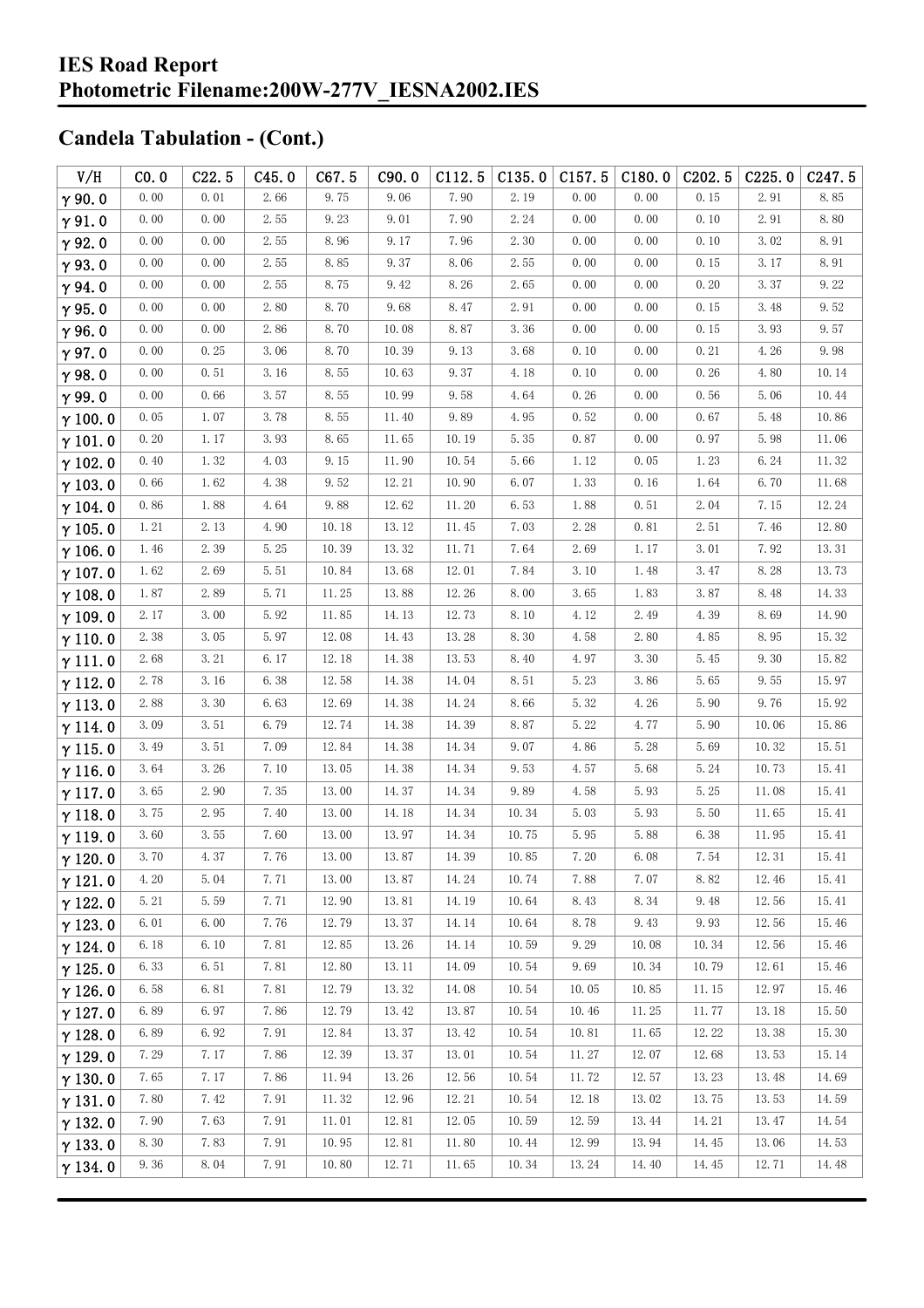## Candela Tabulation - (Cont.)

| V/H | C0.0 | C22.5 | C45.0 | C67.5 | C90.0 | C112.5 | C135.0 | C157.5 | C180.0 | C202.5 | C225.0 | C247.5 |
|---|---|---|---|---|---|---|---|---|---|---|---|---|
| γ90.0 | 0.00 | 0.01 | 2.66 | 9.75 | 9.06 | 7.90 | 2.19 | 0.00 | 0.00 | 0.15 | 2.91 | 8.85 |
| γ91.0 | 0.00 | 0.00 | 2.55 | 9.23 | 9.01 | 7.90 | 2.24 | 0.00 | 0.00 | 0.10 | 2.91 | 8.80 |
| γ92.0 | 0.00 | 0.00 | 2.55 | 8.96 | 9.17 | 7.96 | 2.30 | 0.00 | 0.00 | 0.10 | 3.02 | 8.91 |
| γ93.0 | 0.00 | 0.00 | 2.55 | 8.85 | 9.37 | 8.06 | 2.55 | 0.00 | 0.00 | 0.15 | 3.17 | 8.91 |
| γ94.0 | 0.00 | 0.00 | 2.55 | 8.75 | 9.42 | 8.26 | 2.65 | 0.00 | 0.00 | 0.20 | 3.37 | 9.22 |
| γ95.0 | 0.00 | 0.00 | 2.80 | 8.70 | 9.68 | 8.47 | 2.91 | 0.00 | 0.00 | 0.15 | 3.48 | 9.52 |
| γ96.0 | 0.00 | 0.00 | 2.86 | 8.70 | 10.08 | 8.87 | 3.36 | 0.00 | 0.00 | 0.15 | 3.93 | 9.57 |
| γ97.0 | 0.00 | 0.25 | 3.06 | 8.70 | 10.39 | 9.13 | 3.68 | 0.10 | 0.00 | 0.21 | 4.26 | 9.98 |
| γ98.0 | 0.00 | 0.51 | 3.16 | 8.55 | 10.63 | 9.37 | 4.18 | 0.10 | 0.00 | 0.26 | 4.80 | 10.14 |
| γ99.0 | 0.00 | 0.66 | 3.57 | 8.55 | 10.99 | 9.58 | 4.64 | 0.26 | 0.00 | 0.56 | 5.06 | 10.44 |
| γ100.0 | 0.05 | 1.07 | 3.78 | 8.55 | 11.40 | 9.89 | 4.95 | 0.52 | 0.00 | 0.67 | 5.48 | 10.86 |
| γ101.0 | 0.20 | 1.17 | 3.93 | 8.65 | 11.65 | 10.19 | 5.35 | 0.87 | 0.00 | 0.97 | 5.98 | 11.06 |
| γ102.0 | 0.40 | 1.32 | 4.03 | 9.15 | 11.90 | 10.54 | 5.66 | 1.12 | 0.05 | 1.23 | 6.24 | 11.32 |
| γ103.0 | 0.66 | 1.62 | 4.38 | 9.52 | 12.21 | 10.90 | 6.07 | 1.33 | 0.16 | 1.64 | 6.70 | 11.68 |
| γ104.0 | 0.86 | 1.88 | 4.64 | 9.88 | 12.62 | 11.20 | 6.53 | 1.88 | 0.51 | 2.04 | 7.15 | 12.24 |
| γ105.0 | 1.21 | 2.13 | 4.90 | 10.18 | 13.12 | 11.45 | 7.03 | 2.28 | 0.81 | 2.51 | 7.46 | 12.80 |
| γ106.0 | 1.46 | 2.39 | 5.25 | 10.39 | 13.32 | 11.71 | 7.64 | 2.69 | 1.17 | 3.01 | 7.92 | 13.31 |
| γ107.0 | 1.62 | 2.69 | 5.51 | 10.84 | 13.68 | 12.01 | 7.84 | 3.10 | 1.48 | 3.47 | 8.28 | 13.73 |
| γ108.0 | 1.87 | 2.89 | 5.71 | 11.25 | 13.88 | 12.26 | 8.00 | 3.65 | 1.83 | 3.87 | 8.48 | 14.33 |
| γ109.0 | 2.17 | 3.00 | 5.92 | 11.85 | 14.13 | 12.73 | 8.10 | 4.12 | 2.49 | 4.39 | 8.69 | 14.90 |
| γ110.0 | 2.38 | 3.05 | 5.97 | 12.08 | 14.43 | 13.28 | 8.30 | 4.58 | 2.80 | 4.85 | 8.95 | 15.32 |
| γ111.0 | 2.68 | 3.21 | 6.17 | 12.18 | 14.38 | 13.53 | 8.40 | 4.97 | 3.30 | 5.45 | 9.30 | 15.82 |
| γ112.0 | 2.78 | 3.16 | 6.38 | 12.58 | 14.38 | 14.04 | 8.51 | 5.23 | 3.86 | 5.65 | 9.55 | 15.97 |
| γ113.0 | 2.88 | 3.30 | 6.63 | 12.69 | 14.38 | 14.24 | 8.66 | 5.32 | 4.26 | 5.90 | 9.76 | 15.92 |
| γ114.0 | 3.09 | 3.51 | 6.79 | 12.74 | 14.38 | 14.39 | 8.87 | 5.22 | 4.77 | 5.90 | 10.06 | 15.86 |
| γ115.0 | 3.49 | 3.51 | 7.09 | 12.84 | 14.38 | 14.34 | 9.07 | 4.86 | 5.28 | 5.69 | 10.32 | 15.51 |
| γ116.0 | 3.64 | 3.26 | 7.10 | 13.05 | 14.38 | 14.34 | 9.53 | 4.57 | 5.68 | 5.24 | 10.73 | 15.41 |
| γ117.0 | 3.65 | 2.90 | 7.35 | 13.00 | 14.37 | 14.34 | 9.89 | 4.58 | 5.93 | 5.25 | 11.08 | 15.41 |
| γ118.0 | 3.75 | 2.95 | 7.40 | 13.00 | 14.18 | 14.34 | 10.34 | 5.03 | 5.93 | 5.50 | 11.65 | 15.41 |
| γ119.0 | 3.60 | 3.55 | 7.60 | 13.00 | 13.97 | 14.34 | 10.75 | 5.95 | 5.88 | 6.38 | 11.95 | 15.41 |
| γ120.0 | 3.70 | 4.37 | 7.76 | 13.00 | 13.87 | 14.39 | 10.85 | 7.20 | 6.08 | 7.54 | 12.31 | 15.41 |
| γ121.0 | 4.20 | 5.04 | 7.71 | 13.00 | 13.87 | 14.24 | 10.74 | 7.88 | 7.07 | 8.82 | 12.46 | 15.41 |
| γ122.0 | 5.21 | 5.59 | 7.71 | 12.90 | 13.81 | 14.19 | 10.64 | 8.43 | 8.34 | 9.48 | 12.56 | 15.41 |
| γ123.0 | 6.01 | 6.00 | 7.76 | 12.79 | 13.37 | 14.14 | 10.64 | 8.78 | 9.43 | 9.93 | 12.56 | 15.46 |
| γ124.0 | 6.18 | 6.10 | 7.81 | 12.85 | 13.26 | 14.14 | 10.59 | 9.29 | 10.08 | 10.34 | 12.56 | 15.46 |
| γ125.0 | 6.33 | 6.51 | 7.81 | 12.80 | 13.11 | 14.09 | 10.54 | 9.69 | 10.34 | 10.79 | 12.61 | 15.46 |
| γ126.0 | 6.58 | 6.81 | 7.81 | 12.79 | 13.32 | 14.08 | 10.54 | 10.05 | 10.85 | 11.15 | 12.97 | 15.46 |
| γ127.0 | 6.89 | 6.97 | 7.86 | 12.79 | 13.42 | 13.87 | 10.54 | 10.46 | 11.25 | 11.77 | 13.18 | 15.50 |
| γ128.0 | 6.89 | 6.92 | 7.91 | 12.84 | 13.37 | 13.42 | 10.54 | 10.81 | 11.65 | 12.22 | 13.38 | 15.30 |
| γ129.0 | 7.29 | 7.17 | 7.86 | 12.39 | 13.37 | 13.01 | 10.54 | 11.27 | 12.07 | 12.68 | 13.53 | 15.14 |
| γ130.0 | 7.65 | 7.17 | 7.86 | 11.94 | 13.26 | 12.56 | 10.54 | 11.72 | 12.57 | 13.23 | 13.48 | 14.69 |
| γ131.0 | 7.80 | 7.42 | 7.91 | 11.32 | 12.96 | 12.21 | 10.54 | 12.18 | 13.02 | 13.75 | 13.53 | 14.59 |
| γ132.0 | 7.90 | 7.63 | 7.91 | 11.01 | 12.81 | 12.05 | 10.59 | 12.59 | 13.44 | 14.21 | 13.47 | 14.54 |
| γ133.0 | 8.30 | 7.83 | 7.91 | 10.95 | 12.81 | 11.80 | 10.44 | 12.99 | 13.94 | 14.45 | 13.06 | 14.53 |
| γ134.0 | 9.36 | 8.04 | 7.91 | 10.80 | 12.71 | 11.65 | 10.34 | 13.24 | 14.40 | 14.45 | 12.71 | 14.48 |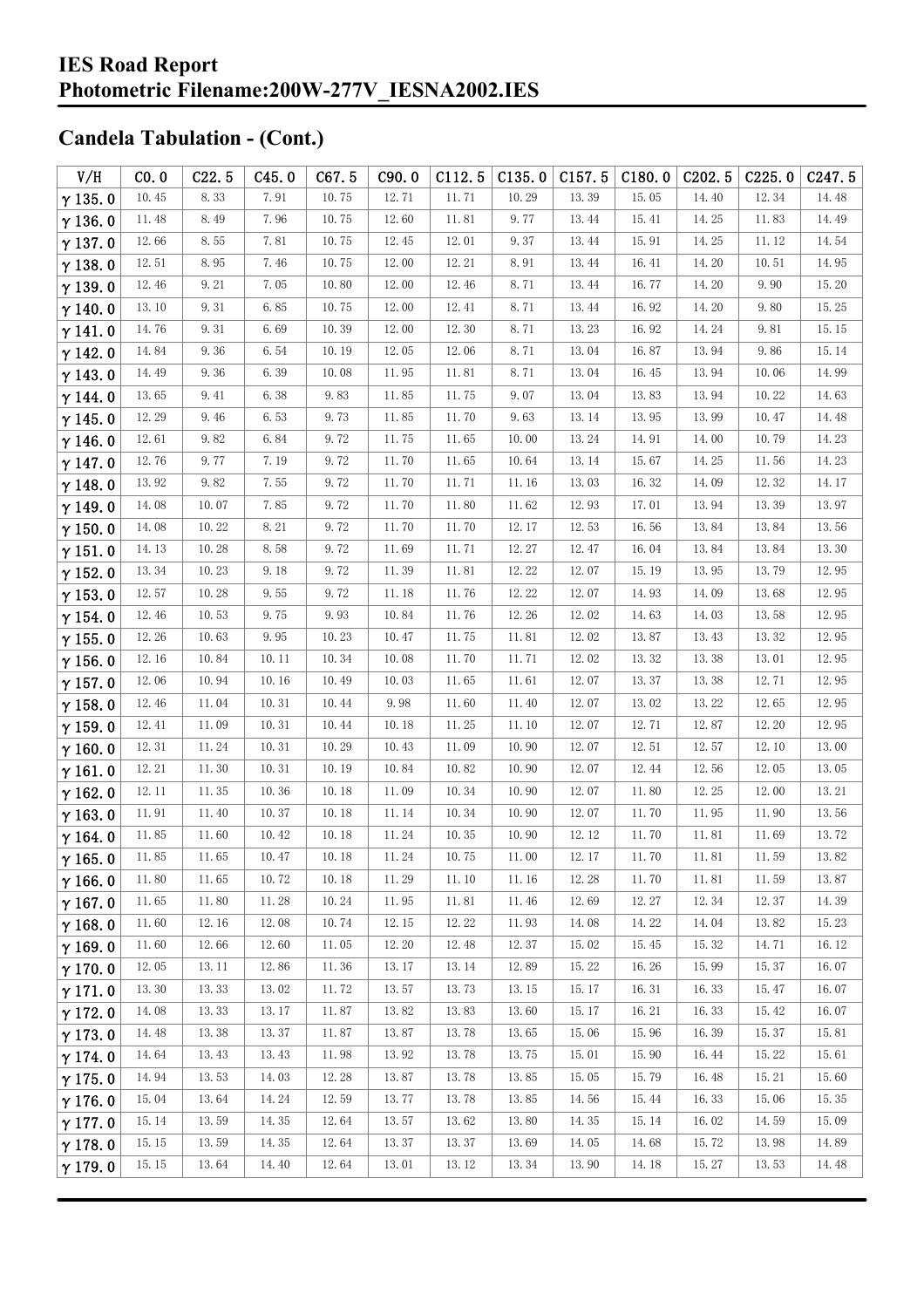## Candela Tabulation - (Cont.)

| V/H | C0.0 | C22.5 | C45.0 | C67.5 | C90.0 | C112.5 | C135.0 | C157.5 | C180.0 | C202.5 | C225.0 | C247.5 |
|---|---|---|---|---|---|---|---|---|---|---|---|---|
| γ 135.0 | 10.45 | 8.33 | 7.91 | 10.75 | 12.71 | 11.71 | 10.29 | 13.39 | 15.05 | 14.40 | 12.34 | 14.48 |
| γ 136.0 | 11.48 | 8.49 | 7.96 | 10.75 | 12.60 | 11.81 | 9.77 | 13.44 | 15.41 | 14.25 | 11.83 | 14.49 |
| γ 137.0 | 12.66 | 8.55 | 7.81 | 10.75 | 12.45 | 12.01 | 9.37 | 13.44 | 15.91 | 14.25 | 11.12 | 14.54 |
| γ 138.0 | 12.51 | 8.95 | 7.46 | 10.75 | 12.00 | 12.21 | 8.91 | 13.44 | 16.41 | 14.20 | 10.51 | 14.95 |
| γ 139.0 | 12.46 | 9.21 | 7.05 | 10.80 | 12.00 | 12.46 | 8.71 | 13.44 | 16.77 | 14.20 | 9.90 | 15.20 |
| γ 140.0 | 13.10 | 9.31 | 6.85 | 10.75 | 12.00 | 12.41 | 8.71 | 13.44 | 16.92 | 14.20 | 9.80 | 15.25 |
| γ 141.0 | 14.76 | 9.31 | 6.69 | 10.39 | 12.00 | 12.30 | 8.71 | 13.23 | 16.92 | 14.24 | 9.81 | 15.15 |
| γ 142.0 | 14.84 | 9.36 | 6.54 | 10.19 | 12.05 | 12.06 | 8.71 | 13.04 | 16.87 | 13.94 | 9.86 | 15.14 |
| γ 143.0 | 14.49 | 9.36 | 6.39 | 10.08 | 11.95 | 11.81 | 8.71 | 13.04 | 16.45 | 13.94 | 10.06 | 14.99 |
| γ 144.0 | 13.65 | 9.41 | 6.38 | 9.83 | 11.85 | 11.75 | 9.07 | 13.04 | 13.83 | 13.94 | 10.22 | 14.63 |
| γ 145.0 | 12.29 | 9.46 | 6.53 | 9.73 | 11.85 | 11.70 | 9.63 | 13.14 | 13.95 | 13.99 | 10.47 | 14.48 |
| γ 146.0 | 12.61 | 9.82 | 6.84 | 9.72 | 11.75 | 11.65 | 10.00 | 13.24 | 14.91 | 14.00 | 10.79 | 14.23 |
| γ 147.0 | 12.76 | 9.77 | 7.19 | 9.72 | 11.70 | 11.65 | 10.64 | 13.14 | 15.67 | 14.25 | 11.56 | 14.23 |
| γ 148.0 | 13.92 | 9.82 | 7.55 | 9.72 | 11.70 | 11.71 | 11.16 | 13.03 | 16.32 | 14.09 | 12.32 | 14.17 |
| γ 149.0 | 14.08 | 10.07 | 7.85 | 9.72 | 11.70 | 11.80 | 11.62 | 12.93 | 17.01 | 13.94 | 13.39 | 13.97 |
| γ 150.0 | 14.08 | 10.22 | 8.21 | 9.72 | 11.70 | 11.70 | 12.17 | 12.53 | 16.56 | 13.84 | 13.84 | 13.56 |
| γ 151.0 | 14.13 | 10.28 | 8.58 | 9.72 | 11.69 | 11.71 | 12.27 | 12.47 | 16.04 | 13.84 | 13.84 | 13.30 |
| γ 152.0 | 13.34 | 10.23 | 9.18 | 9.72 | 11.39 | 11.81 | 12.22 | 12.07 | 15.19 | 13.95 | 13.79 | 12.95 |
| γ 153.0 | 12.57 | 10.28 | 9.55 | 9.72 | 11.18 | 11.76 | 12.22 | 12.07 | 14.93 | 14.09 | 13.68 | 12.95 |
| γ 154.0 | 12.46 | 10.53 | 9.75 | 9.93 | 10.84 | 11.76 | 12.26 | 12.02 | 14.63 | 14.03 | 13.58 | 12.95 |
| γ 155.0 | 12.26 | 10.63 | 9.95 | 10.23 | 10.47 | 11.75 | 11.81 | 12.02 | 13.87 | 13.43 | 13.32 | 12.95 |
| γ 156.0 | 12.16 | 10.84 | 10.11 | 10.34 | 10.08 | 11.70 | 11.71 | 12.02 | 13.32 | 13.38 | 13.01 | 12.95 |
| γ 157.0 | 12.06 | 10.94 | 10.16 | 10.49 | 10.03 | 11.65 | 11.61 | 12.07 | 13.37 | 13.38 | 12.71 | 12.95 |
| γ 158.0 | 12.46 | 11.04 | 10.31 | 10.44 | 9.98 | 11.60 | 11.40 | 12.07 | 13.02 | 13.22 | 12.65 | 12.95 |
| γ 159.0 | 12.41 | 11.09 | 10.31 | 10.44 | 10.18 | 11.25 | 11.10 | 12.07 | 12.71 | 12.87 | 12.20 | 12.95 |
| γ 160.0 | 12.31 | 11.24 | 10.31 | 10.29 | 10.43 | 11.09 | 10.90 | 12.07 | 12.51 | 12.57 | 12.10 | 13.00 |
| γ 161.0 | 12.21 | 11.30 | 10.31 | 10.19 | 10.84 | 10.82 | 10.90 | 12.07 | 12.44 | 12.56 | 12.05 | 13.05 |
| γ 162.0 | 12.11 | 11.35 | 10.36 | 10.18 | 11.09 | 10.34 | 10.90 | 12.07 | 11.80 | 12.25 | 12.00 | 13.21 |
| γ 163.0 | 11.91 | 11.40 | 10.37 | 10.18 | 11.14 | 10.34 | 10.90 | 12.07 | 11.70 | 11.95 | 11.90 | 13.56 |
| γ 164.0 | 11.85 | 11.60 | 10.42 | 10.18 | 11.24 | 10.35 | 10.90 | 12.12 | 11.70 | 11.81 | 11.69 | 13.72 |
| γ 165.0 | 11.85 | 11.65 | 10.47 | 10.18 | 11.24 | 10.75 | 11.00 | 12.17 | 11.70 | 11.81 | 11.59 | 13.82 |
| γ 166.0 | 11.80 | 11.65 | 10.72 | 10.18 | 11.29 | 11.10 | 11.16 | 12.28 | 11.70 | 11.81 | 11.59 | 13.87 |
| γ 167.0 | 11.65 | 11.80 | 11.28 | 10.24 | 11.95 | 11.81 | 11.46 | 12.69 | 12.27 | 12.34 | 12.37 | 14.39 |
| γ 168.0 | 11.60 | 12.16 | 12.08 | 10.74 | 12.15 | 12.22 | 11.93 | 14.08 | 14.22 | 14.04 | 13.82 | 15.23 |
| γ 169.0 | 11.60 | 12.66 | 12.60 | 11.05 | 12.20 | 12.48 | 12.37 | 15.02 | 15.45 | 15.32 | 14.71 | 16.12 |
| γ 170.0 | 12.05 | 13.11 | 12.86 | 11.36 | 13.17 | 13.14 | 12.89 | 15.22 | 16.26 | 15.99 | 15.37 | 16.07 |
| γ 171.0 | 13.30 | 13.33 | 13.02 | 11.72 | 13.57 | 13.73 | 13.15 | 15.17 | 16.31 | 16.33 | 15.47 | 16.07 |
| γ 172.0 | 14.08 | 13.33 | 13.17 | 11.87 | 13.82 | 13.83 | 13.60 | 15.17 | 16.21 | 16.33 | 15.42 | 16.07 |
| γ 173.0 | 14.48 | 13.38 | 13.37 | 11.87 | 13.87 | 13.78 | 13.65 | 15.06 | 15.96 | 16.39 | 15.37 | 15.81 |
| γ 174.0 | 14.64 | 13.43 | 13.43 | 11.98 | 13.92 | 13.78 | 13.75 | 15.01 | 15.90 | 16.44 | 15.22 | 15.61 |
| γ 175.0 | 14.94 | 13.53 | 14.03 | 12.28 | 13.87 | 13.78 | 13.85 | 15.05 | 15.79 | 16.48 | 15.21 | 15.60 |
| γ 176.0 | 15.04 | 13.64 | 14.24 | 12.59 | 13.77 | 13.78 | 13.85 | 14.56 | 15.44 | 16.33 | 15.06 | 15.35 |
| γ 177.0 | 15.14 | 13.59 | 14.35 | 12.64 | 13.57 | 13.62 | 13.80 | 14.35 | 15.14 | 16.02 | 14.59 | 15.09 |
| γ 178.0 | 15.15 | 13.59 | 14.35 | 12.64 | 13.37 | 13.37 | 13.69 | 14.05 | 14.68 | 15.72 | 13.98 | 14.89 |
| γ 179.0 | 15.15 | 13.64 | 14.40 | 12.64 | 13.01 | 13.12 | 13.34 | 13.90 | 14.18 | 15.27 | 13.53 | 14.48 |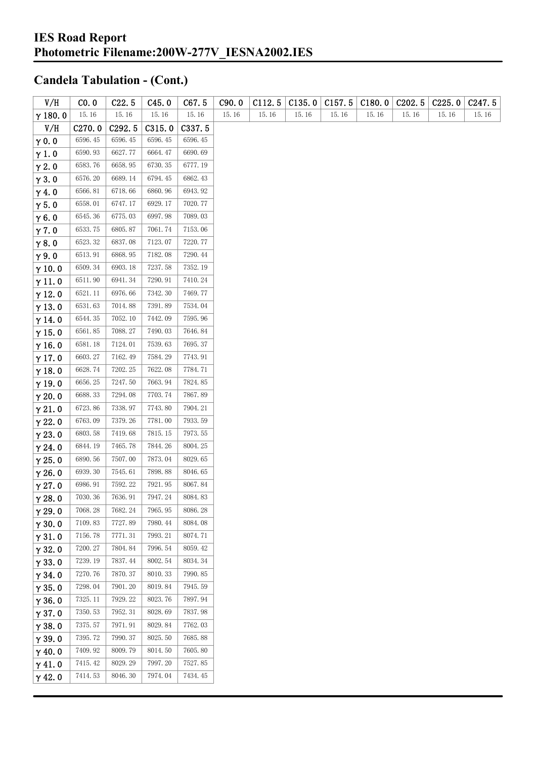## Candela Tabulation - (Cont.)

| V/H | C0.0 | C22.5 | C45.0 | C67.5 | C90.0 | C112.5 | C135.0 | C157.5 | C180.0 | C202.5 | C225.0 | C247.5 |
|---|---|---|---|---|---|---|---|---|---|---|---|---|
| γ 180.0 | 15.16 | 15.16 | 15.16 | 15.16 | 15.16 | 15.16 | 15.16 | 15.16 | 15.16 | 15.16 | 15.16 | 15.16 |

| V/H | C270.0 | C292.5 | C315.0 | C337.5 |
|---|---|---|---|---|
| γ 0.0 | 6596.45 | 6596.45 | 6596.45 | 6596.45 |
| γ 1.0 | 6590.93 | 6627.77 | 6664.47 | 6690.69 |
| γ 2.0 | 6583.76 | 6658.95 | 6730.35 | 6777.19 |
| γ 3.0 | 6576.20 | 6689.14 | 6794.45 | 6862.43 |
| γ 4.0 | 6566.81 | 6718.66 | 6860.96 | 6943.92 |
| γ 5.0 | 6558.01 | 6747.17 | 6929.17 | 7020.77 |
| γ 6.0 | 6545.36 | 6775.03 | 6997.98 | 7089.03 |
| γ 7.0 | 6533.75 | 6805.87 | 7061.74 | 7153.06 |
| γ 8.0 | 6523.32 | 6837.08 | 7123.07 | 7220.77 |
| γ 9.0 | 6513.91 | 6868.95 | 7182.08 | 7290.44 |
| γ 10.0 | 6509.34 | 6903.18 | 7237.58 | 7352.19 |
| γ 11.0 | 6511.90 | 6941.34 | 7290.91 | 7410.24 |
| γ 12.0 | 6521.11 | 6976.66 | 7342.30 | 7469.77 |
| γ 13.0 | 6531.63 | 7014.88 | 7391.89 | 7534.04 |
| γ 14.0 | 6544.35 | 7052.10 | 7442.09 | 7595.96 |
| γ 15.0 | 6561.85 | 7088.27 | 7490.03 | 7646.84 |
| γ 16.0 | 6581.18 | 7124.01 | 7539.63 | 7695.37 |
| γ 17.0 | 6603.27 | 7162.49 | 7584.29 | 7743.91 |
| γ 18.0 | 6628.74 | 7202.25 | 7622.08 | 7784.71 |
| γ 19.0 | 6656.25 | 7247.50 | 7663.94 | 7824.85 |
| γ 20.0 | 6688.33 | 7294.08 | 7703.74 | 7867.89 |
| γ 21.0 | 6723.86 | 7338.97 | 7743.80 | 7904.21 |
| γ 22.0 | 6763.09 | 7379.26 | 7781.00 | 7933.59 |
| γ 23.0 | 6803.58 | 7419.68 | 7815.15 | 7973.55 |
| γ 24.0 | 6844.19 | 7465.78 | 7844.26 | 8004.25 |
| γ 25.0 | 6890.56 | 7507.00 | 7873.04 | 8029.65 |
| γ 26.0 | 6939.30 | 7545.61 | 7898.88 | 8046.65 |
| γ 27.0 | 6986.91 | 7592.22 | 7921.95 | 8067.84 |
| γ 28.0 | 7030.36 | 7636.91 | 7947.24 | 8084.83 |
| γ 29.0 | 7068.28 | 7682.24 | 7965.95 | 8086.28 |
| γ 30.0 | 7109.83 | 7727.89 | 7980.44 | 8084.08 |
| γ 31.0 | 7156.78 | 7771.31 | 7993.21 | 8074.71 |
| γ 32.0 | 7200.27 | 7804.84 | 7996.54 | 8059.42 |
| γ 33.0 | 7239.19 | 7837.44 | 8002.54 | 8034.34 |
| γ 34.0 | 7270.76 | 7870.37 | 8010.33 | 7990.85 |
| γ 35.0 | 7298.04 | 7901.20 | 8019.84 | 7945.59 |
| γ 36.0 | 7325.11 | 7929.22 | 8023.76 | 7897.94 |
| γ 37.0 | 7350.53 | 7952.31 | 8028.69 | 7837.98 |
| γ 38.0 | 7375.57 | 7971.91 | 8029.84 | 7762.03 |
| γ 39.0 | 7395.72 | 7990.37 | 8025.50 | 7685.88 |
| γ 40.0 | 7409.92 | 8009.79 | 8014.50 | 7605.80 |
| γ 41.0 | 7415.42 | 8029.29 | 7997.20 | 7527.85 |
| γ 42.0 | 7414.53 | 8046.30 | 7974.04 | 7434.45 |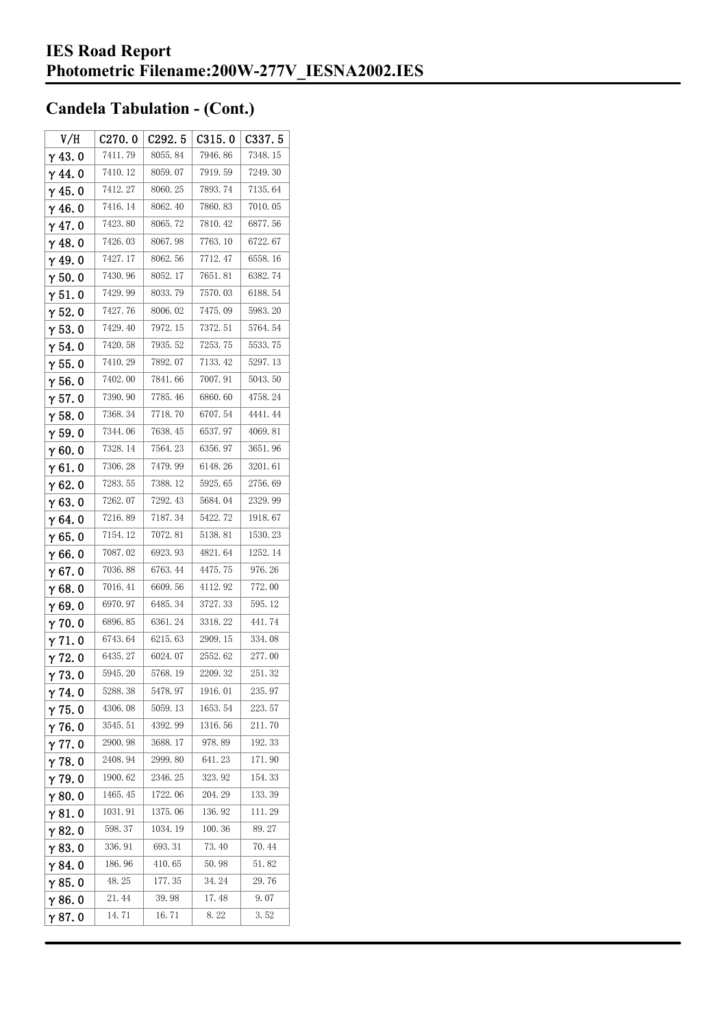# IES Road Report
# Photometric Filename:200W-277V_IESNA2002.IES

## Candela Tabulation - (Cont.)

| V/H | C270.0 | C292.5 | C315.0 | C337.5 |
|---|---|---|---|---|
| γ 43.0 | 7411.79 | 8055.84 | 7946.86 | 7348.15 |
| γ 44.0 | 7410.12 | 8059.07 | 7919.59 | 7249.30 |
| γ 45.0 | 7412.27 | 8060.25 | 7893.74 | 7135.64 |
| γ 46.0 | 7416.14 | 8062.40 | 7860.83 | 7010.05 |
| γ 47.0 | 7423.80 | 8065.72 | 7810.42 | 6877.56 |
| γ 48.0 | 7426.03 | 8067.98 | 7763.10 | 6722.67 |
| γ 49.0 | 7427.17 | 8062.56 | 7712.47 | 6558.16 |
| γ 50.0 | 7430.96 | 8052.17 | 7651.81 | 6382.74 |
| γ 51.0 | 7429.99 | 8033.79 | 7570.03 | 6188.54 |
| γ 52.0 | 7427.76 | 8006.02 | 7475.09 | 5983.20 |
| γ 53.0 | 7429.40 | 7972.15 | 7372.51 | 5764.54 |
| γ 54.0 | 7420.58 | 7935.52 | 7253.75 | 5533.75 |
| γ 55.0 | 7410.29 | 7892.07 | 7133.42 | 5297.13 |
| γ 56.0 | 7402.00 | 7841.66 | 7007.91 | 5043.50 |
| γ 57.0 | 7390.90 | 7785.46 | 6860.60 | 4758.24 |
| γ 58.0 | 7368.34 | 7718.70 | 6707.54 | 4441.44 |
| γ 59.0 | 7344.06 | 7638.45 | 6537.97 | 4069.81 |
| γ 60.0 | 7328.14 | 7564.23 | 6356.97 | 3651.96 |
| γ 61.0 | 7306.28 | 7479.99 | 6148.26 | 3201.61 |
| γ 62.0 | 7283.55 | 7388.12 | 5925.65 | 2756.69 |
| γ 63.0 | 7262.07 | 7292.43 | 5684.04 | 2329.99 |
| γ 64.0 | 7216.89 | 7187.34 | 5422.72 | 1918.67 |
| γ 65.0 | 7154.12 | 7072.81 | 5138.81 | 1530.23 |
| γ 66.0 | 7087.02 | 6923.93 | 4821.64 | 1252.14 |
| γ 67.0 | 7036.88 | 6763.44 | 4475.75 | 976.26 |
| γ 68.0 | 7016.41 | 6609.56 | 4112.92 | 772.00 |
| γ 69.0 | 6970.97 | 6485.34 | 3727.33 | 595.12 |
| γ 70.0 | 6896.85 | 6361.24 | 3318.22 | 441.74 |
| γ 71.0 | 6743.64 | 6215.63 | 2909.15 | 334.08 |
| γ 72.0 | 6435.27 | 6024.07 | 2552.62 | 277.00 |
| γ 73.0 | 5945.20 | 5768.19 | 2209.32 | 251.32 |
| γ 74.0 | 5288.38 | 5478.97 | 1916.01 | 235.97 |
| γ 75.0 | 4306.08 | 5059.13 | 1653.54 | 223.57 |
| γ 76.0 | 3545.51 | 4392.99 | 1316.56 | 211.70 |
| γ 77.0 | 2900.98 | 3688.17 | 978.89 | 192.33 |
| γ 78.0 | 2408.94 | 2999.80 | 641.23 | 171.90 |
| γ 79.0 | 1900.62 | 2346.25 | 323.92 | 154.33 |
| γ 80.0 | 1465.45 | 1722.06 | 204.29 | 133.39 |
| γ 81.0 | 1031.91 | 1375.06 | 136.92 | 111.29 |
| γ 82.0 | 598.37 | 1034.19 | 100.36 | 89.27 |
| γ 83.0 | 336.91 | 693.31 | 73.40 | 70.44 |
| γ 84.0 | 186.96 | 410.65 | 50.98 | 51.82 |
| γ 85.0 | 48.25 | 177.35 | 34.24 | 29.76 |
| γ 86.0 | 21.44 | 39.98 | 17.48 | 9.07 |
| γ 87.0 | 14.71 | 16.71 | 8.22 | 3.52 |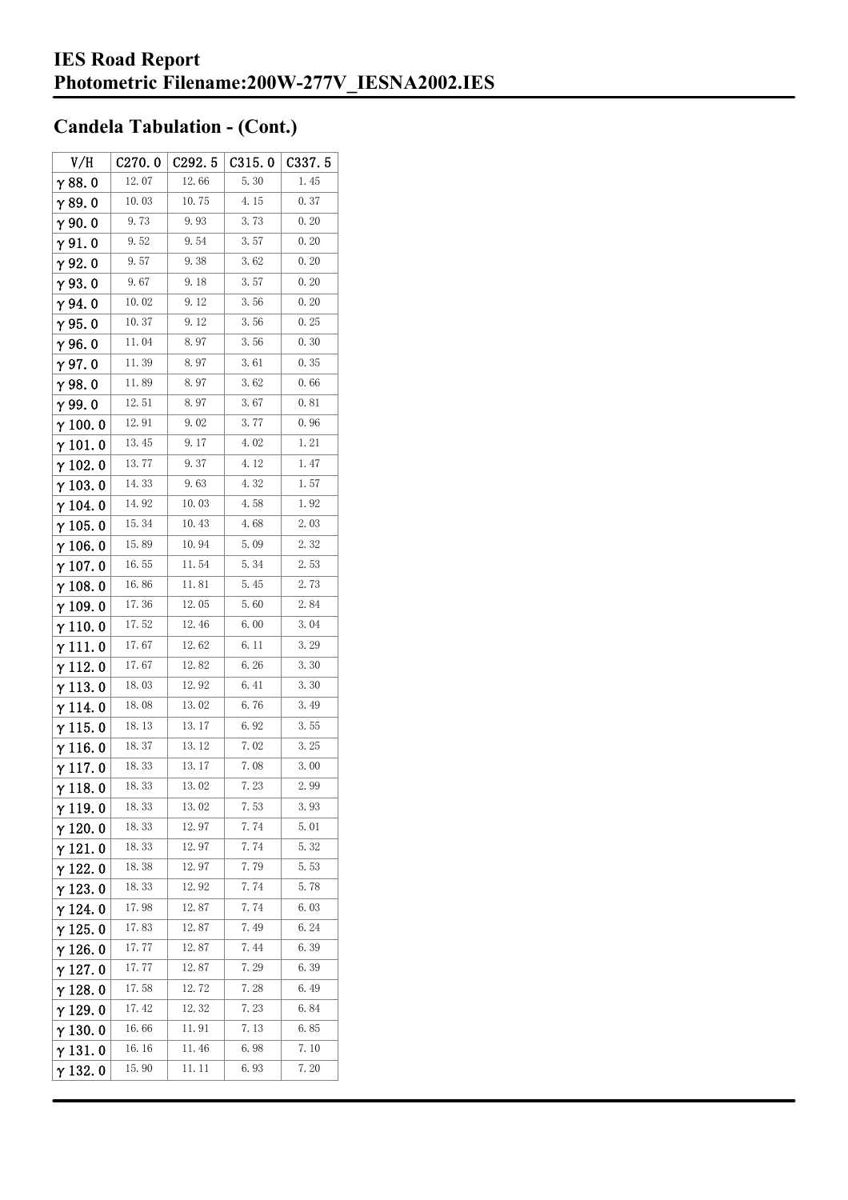## Candela Tabulation - (Cont.)

| V/H | C270.0 | C292.5 | C315.0 | C337.5 |
|---|---|---|---|---|
| γ 88.0 | 12.07 | 12.66 | 5.30 | 1.45 |
| γ 89.0 | 10.03 | 10.75 | 4.15 | 0.37 |
| γ 90.0 | 9.73 | 9.93 | 3.73 | 0.20 |
| γ 91.0 | 9.52 | 9.54 | 3.57 | 0.20 |
| γ 92.0 | 9.57 | 9.38 | 3.62 | 0.20 |
| γ 93.0 | 9.67 | 9.18 | 3.57 | 0.20 |
| γ 94.0 | 10.02 | 9.12 | 3.56 | 0.20 |
| γ 95.0 | 10.37 | 9.12 | 3.56 | 0.25 |
| γ 96.0 | 11.04 | 8.97 | 3.56 | 0.30 |
| γ 97.0 | 11.39 | 8.97 | 3.61 | 0.35 |
| γ 98.0 | 11.89 | 8.97 | 3.62 | 0.66 |
| γ 99.0 | 12.51 | 8.97 | 3.67 | 0.81 |
| γ 100.0 | 12.91 | 9.02 | 3.77 | 0.96 |
| γ 101.0 | 13.45 | 9.17 | 4.02 | 1.21 |
| γ 102.0 | 13.77 | 9.37 | 4.12 | 1.47 |
| γ 103.0 | 14.33 | 9.63 | 4.32 | 1.57 |
| γ 104.0 | 14.92 | 10.03 | 4.58 | 1.92 |
| γ 105.0 | 15.34 | 10.43 | 4.68 | 2.03 |
| γ 106.0 | 15.89 | 10.94 | 5.09 | 2.32 |
| γ 107.0 | 16.55 | 11.54 | 5.34 | 2.53 |
| γ 108.0 | 16.86 | 11.81 | 5.45 | 2.73 |
| γ 109.0 | 17.36 | 12.05 | 5.60 | 2.84 |
| γ 110.0 | 17.52 | 12.46 | 6.00 | 3.04 |
| γ 111.0 | 17.67 | 12.62 | 6.11 | 3.29 |
| γ 112.0 | 17.67 | 12.82 | 6.26 | 3.30 |
| γ 113.0 | 18.03 | 12.92 | 6.41 | 3.30 |
| γ 114.0 | 18.08 | 13.02 | 6.76 | 3.49 |
| γ 115.0 | 18.13 | 13.17 | 6.92 | 3.55 |
| γ 116.0 | 18.37 | 13.12 | 7.02 | 3.25 |
| γ 117.0 | 18.33 | 13.17 | 7.08 | 3.00 |
| γ 118.0 | 18.33 | 13.02 | 7.23 | 2.99 |
| γ 119.0 | 18.33 | 13.02 | 7.53 | 3.93 |
| γ 120.0 | 18.33 | 12.97 | 7.74 | 5.01 |
| γ 121.0 | 18.33 | 12.97 | 7.74 | 5.32 |
| γ 122.0 | 18.38 | 12.97 | 7.79 | 5.53 |
| γ 123.0 | 18.33 | 12.92 | 7.74 | 5.78 |
| γ 124.0 | 17.98 | 12.87 | 7.74 | 6.03 |
| γ 125.0 | 17.83 | 12.87 | 7.49 | 6.24 |
| γ 126.0 | 17.77 | 12.87 | 7.44 | 6.39 |
| γ 127.0 | 17.77 | 12.87 | 7.29 | 6.39 |
| γ 128.0 | 17.58 | 12.72 | 7.28 | 6.49 |
| γ 129.0 | 17.42 | 12.32 | 7.23 | 6.84 |
| γ 130.0 | 16.66 | 11.91 | 7.13 | 6.85 |
| γ 131.0 | 16.16 | 11.46 | 6.98 | 7.10 |
| γ 132.0 | 15.90 | 11.11 | 6.93 | 7.20 |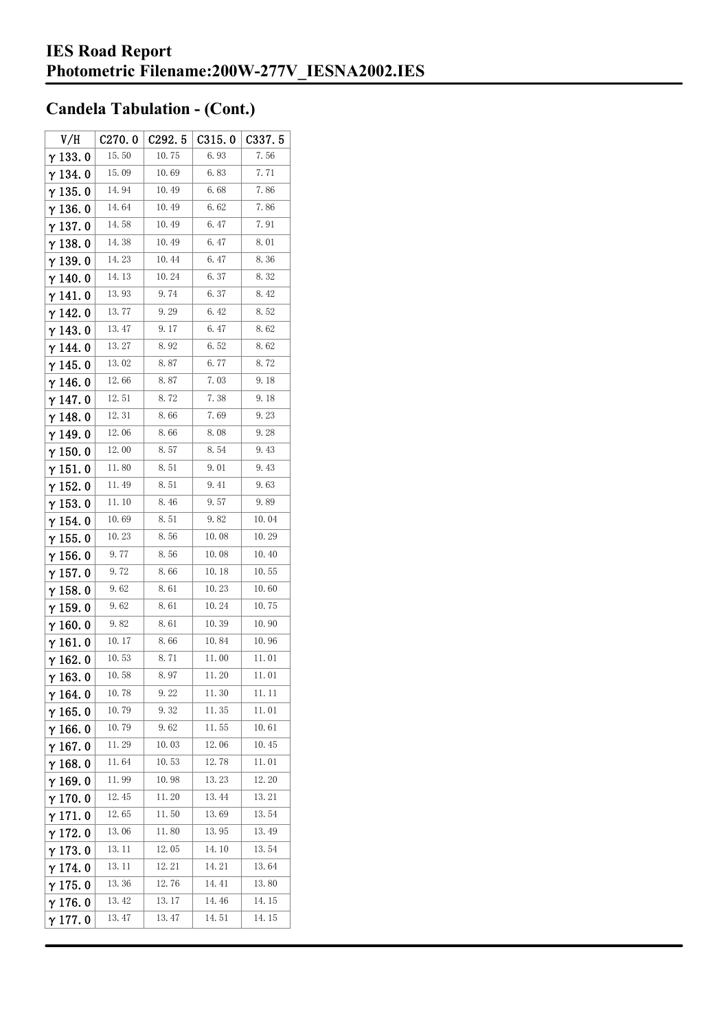# IES Road Report
# Photometric Filename:200W-277V_IESNA2002.IES

## Candela Tabulation - (Cont.)

| V/H | C270.0 | C292.5 | C315.0 | C337.5 |
|---|---|---|---|---|
| γ 133.0 | 15.50 | 10.75 | 6.93 | 7.56 |
| γ 134.0 | 15.09 | 10.69 | 6.83 | 7.71 |
| γ 135.0 | 14.94 | 10.49 | 6.68 | 7.86 |
| γ 136.0 | 14.64 | 10.49 | 6.62 | 7.86 |
| γ 137.0 | 14.58 | 10.49 | 6.47 | 7.91 |
| γ 138.0 | 14.38 | 10.49 | 6.47 | 8.01 |
| γ 139.0 | 14.23 | 10.44 | 6.47 | 8.36 |
| γ 140.0 | 14.13 | 10.24 | 6.37 | 8.32 |
| γ 141.0 | 13.93 | 9.74 | 6.37 | 8.42 |
| γ 142.0 | 13.77 | 9.29 | 6.42 | 8.52 |
| γ 143.0 | 13.47 | 9.17 | 6.47 | 8.62 |
| γ 144.0 | 13.27 | 8.92 | 6.52 | 8.62 |
| γ 145.0 | 13.02 | 8.87 | 6.77 | 8.72 |
| γ 146.0 | 12.66 | 8.87 | 7.03 | 9.18 |
| γ 147.0 | 12.51 | 8.72 | 7.38 | 9.18 |
| γ 148.0 | 12.31 | 8.66 | 7.69 | 9.23 |
| γ 149.0 | 12.06 | 8.66 | 8.08 | 9.28 |
| γ 150.0 | 12.00 | 8.57 | 8.54 | 9.43 |
| γ 151.0 | 11.80 | 8.51 | 9.01 | 9.43 |
| γ 152.0 | 11.49 | 8.51 | 9.41 | 9.63 |
| γ 153.0 | 11.10 | 8.46 | 9.57 | 9.89 |
| γ 154.0 | 10.69 | 8.51 | 9.82 | 10.04 |
| γ 155.0 | 10.23 | 8.56 | 10.08 | 10.29 |
| γ 156.0 | 9.77 | 8.56 | 10.08 | 10.40 |
| γ 157.0 | 9.72 | 8.66 | 10.18 | 10.55 |
| γ 158.0 | 9.62 | 8.61 | 10.23 | 10.60 |
| γ 159.0 | 9.62 | 8.61 | 10.24 | 10.75 |
| γ 160.0 | 9.82 | 8.61 | 10.39 | 10.90 |
| γ 161.0 | 10.17 | 8.66 | 10.84 | 10.96 |
| γ 162.0 | 10.53 | 8.71 | 11.00 | 11.01 |
| γ 163.0 | 10.58 | 8.97 | 11.20 | 11.01 |
| γ 164.0 | 10.78 | 9.22 | 11.30 | 11.11 |
| γ 165.0 | 10.79 | 9.32 | 11.35 | 11.01 |
| γ 166.0 | 10.79 | 9.62 | 11.55 | 10.61 |
| γ 167.0 | 11.29 | 10.03 | 12.06 | 10.45 |
| γ 168.0 | 11.64 | 10.53 | 12.78 | 11.01 |
| γ 169.0 | 11.99 | 10.98 | 13.23 | 12.20 |
| γ 170.0 | 12.45 | 11.20 | 13.44 | 13.21 |
| γ 171.0 | 12.65 | 11.50 | 13.69 | 13.54 |
| γ 172.0 | 13.06 | 11.80 | 13.95 | 13.49 |
| γ 173.0 | 13.11 | 12.05 | 14.10 | 13.54 |
| γ 174.0 | 13.11 | 12.21 | 14.21 | 13.64 |
| γ 175.0 | 13.36 | 12.76 | 14.41 | 13.80 |
| γ 176.0 | 13.42 | 13.17 | 14.46 | 14.15 |
| γ 177.0 | 13.47 | 13.47 | 14.51 | 14.15 |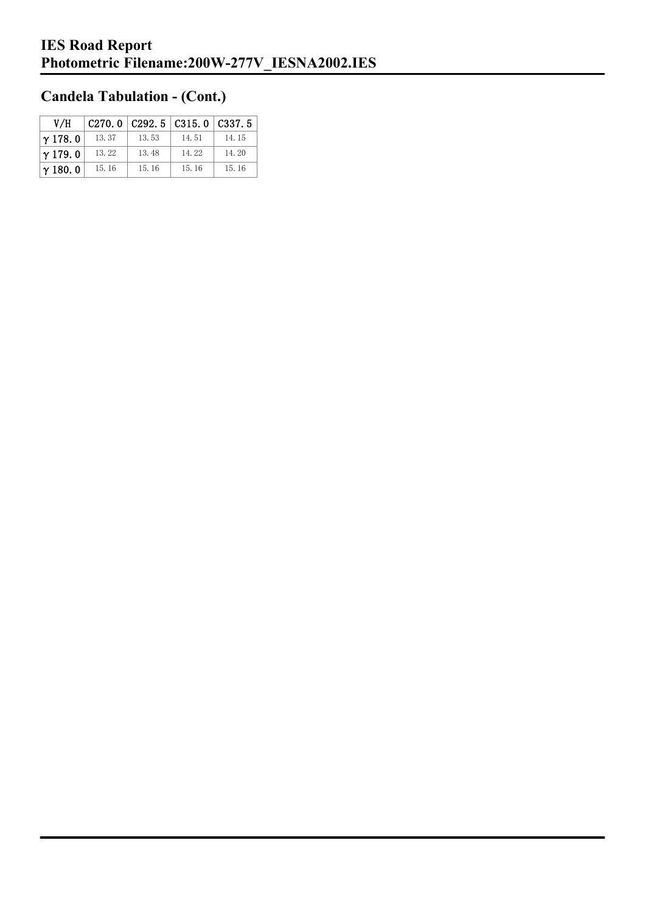## Candela Tabulation - (Cont.)

| V/H | C270.0 | C292.5 | C315.0 | C337.5 |
|---|---|---|---|---|
| γ 178.0 | 13.37 | 13.53 | 14.51 | 14.15 |
| γ 179.0 | 13.22 | 13.48 | 14.22 | 14.20 |
| γ 180.0 | 15.16 | 15.16 | 15.16 | 15.16 |